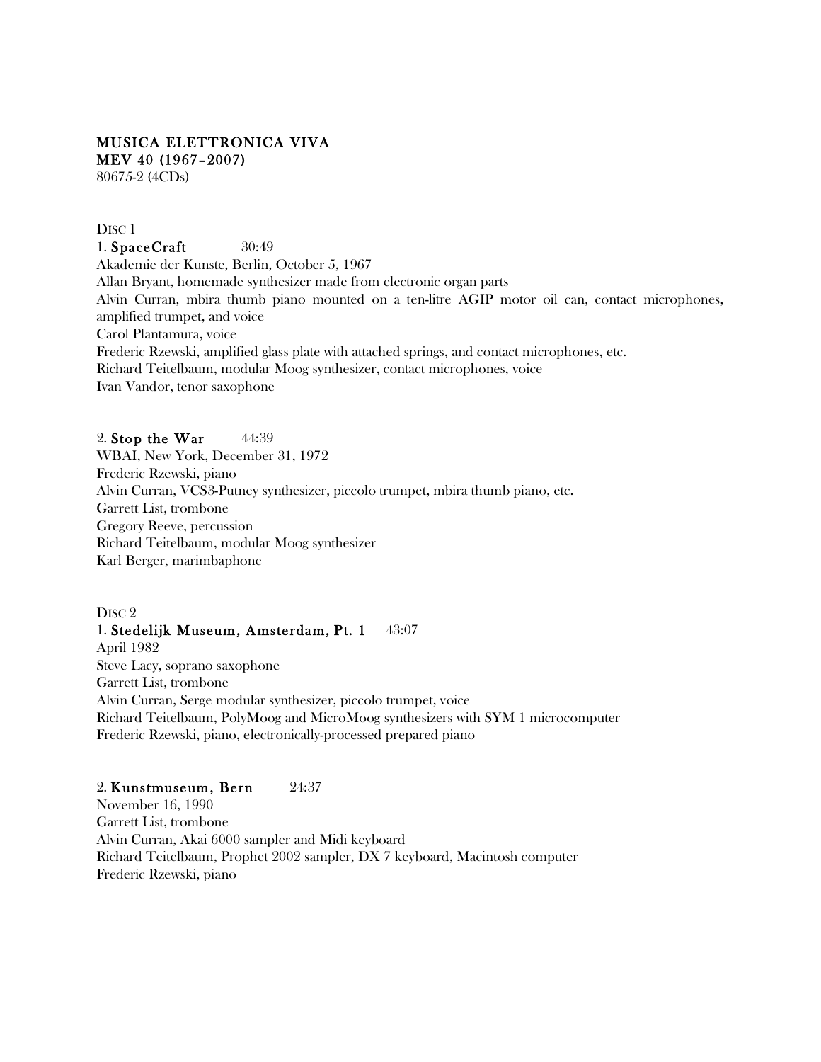**MUSICA ELETTRONICA VIVA**
**MEV 40 (1967–2007)**
80675-2 (4CDs)

DISC 1

1. **SpaceCraft** 30:49
Akademie der Kunste, Berlin, October 5, 1967
Allan Bryant, homemade synthesizer made from electronic organ parts
Alvin Curran, mbira thumb piano mounted on a ten-litre AGIP motor oil can, contact microphones, amplified trumpet, and voice
Carol Plantamura, voice
Frederic Rzewski, amplified glass plate with attached springs, and contact microphones, etc.
Richard Teitelbaum, modular Moog synthesizer, contact microphones, voice
Ivan Vandor, tenor saxophone

2. **Stop the War** 44:39
WBAI, New York, December 31, 1972
Frederic Rzewski, piano
Alvin Curran, VCS3-Putney synthesizer, piccolo trumpet, mbira thumb piano, etc.
Garrett List, trombone
Gregory Reeve, percussion
Richard Teitelbaum, modular Moog synthesizer
Karl Berger, marimbaphone

DISC 2

1. **Stedelijk Museum, Amsterdam, Pt. 1** 43:07
April 1982
Steve Lacy, soprano saxophone
Garrett List, trombone
Alvin Curran, Serge modular synthesizer, piccolo trumpet, voice
Richard Teitelbaum, PolyMoog and MicroMoog synthesizers with SYM 1 microcomputer
Frederic Rzewski, piano, electronically-processed prepared piano

2. **Kunstmuseum, Bern** 24:37
November 16, 1990
Garrett List, trombone
Alvin Curran, Akai 6000 sampler and Midi keyboard
Richard Teitelbaum, Prophet 2002 sampler, DX 7 keyboard, Macintosh computer
Frederic Rzewski, piano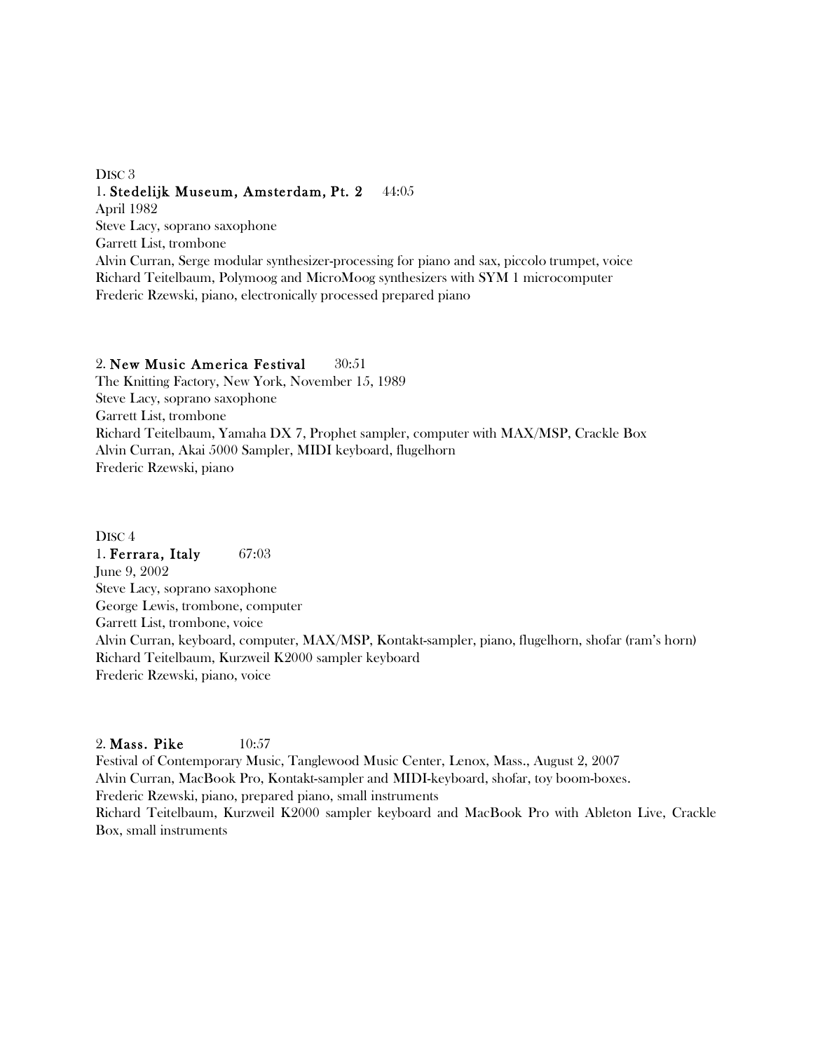DISC 3

1. **Stedelijk Museum, Amsterdam, Pt. 2** 44:05
April 1982
Steve Lacy, soprano saxophone
Garrett List, trombone
Alvin Curran, Serge modular synthesizer-processing for piano and sax, piccolo trumpet, voice
Richard Teitelbaum, Polymoog and MicroMoog synthesizers with SYM 1 microcomputer
Frederic Rzewski, piano, electronically processed prepared piano

2. **New Music America Festival** 30:51
The Knitting Factory, New York, November 15, 1989
Steve Lacy, soprano saxophone
Garrett List, trombone
Richard Teitelbaum, Yamaha DX 7, Prophet sampler, computer with MAX/MSP, Crackle Box
Alvin Curran, Akai 5000 Sampler, MIDI keyboard, flugelhorn
Frederic Rzewski, piano

DISC 4

1. **Ferrara, Italy** 67:03
June 9, 2002
Steve Lacy, soprano saxophone
George Lewis, trombone, computer
Garrett List, trombone, voice
Alvin Curran, keyboard, computer, MAX/MSP, Kontakt-sampler, piano, flugelhorn, shofar (ram's horn)
Richard Teitelbaum, Kurzweil K2000 sampler keyboard
Frederic Rzewski, piano, voice

2. **Mass. Pike** 10:57
Festival of Contemporary Music, Tanglewood Music Center, Lenox, Mass., August 2, 2007
Alvin Curran, MacBook Pro, Kontakt-sampler and MIDI-keyboard, shofar, toy boom-boxes.
Frederic Rzewski, piano, prepared piano, small instruments
Richard Teitelbaum, Kurzweil K2000 sampler keyboard and MacBook Pro with Ableton Live, Crackle Box, small instruments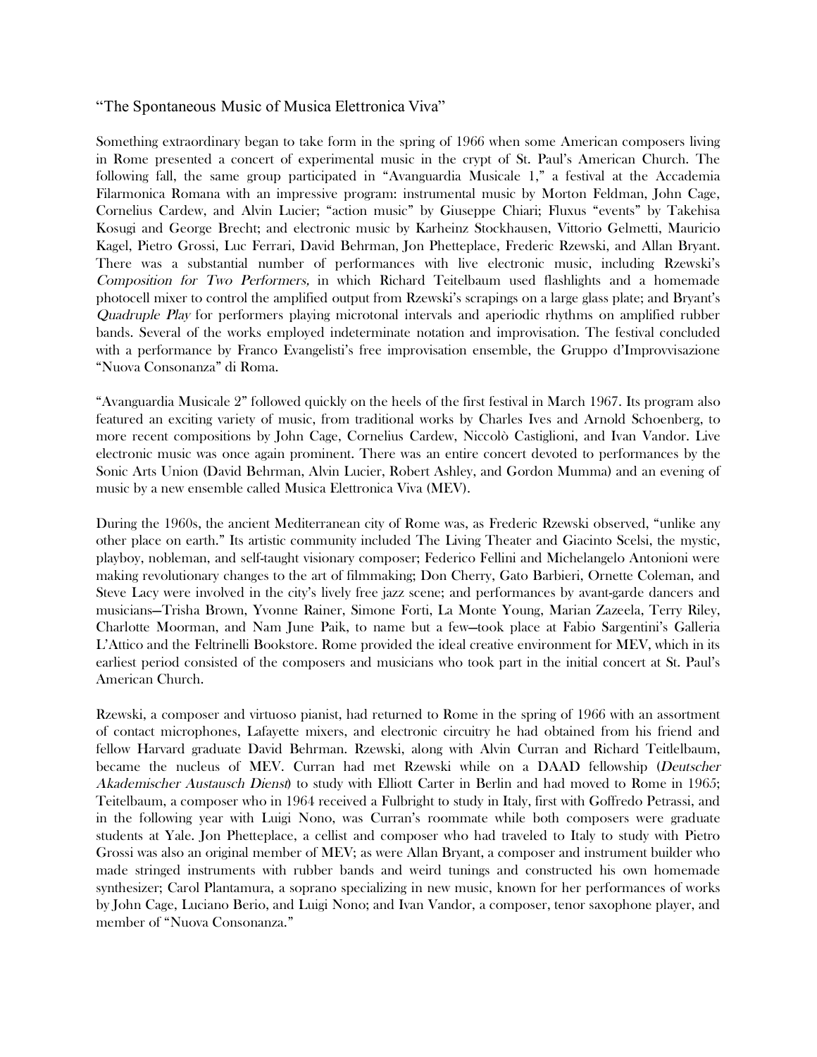"The Spontaneous Music of Musica Elettronica Viva"

Something extraordinary began to take form in the spring of 1966 when some American composers living in Rome presented a concert of experimental music in the crypt of St. Paul's American Church. The following fall, the same group participated in "Avanguardia Musicale 1," a festival at the Accademia Filarmonica Romana with an impressive program: instrumental music by Morton Feldman, John Cage, Cornelius Cardew, and Alvin Lucier; "action music" by Giuseppe Chiari; Fluxus "events" by Takehisa Kosugi and George Brecht; and electronic music by Karheinz Stockhausen, Vittorio Gelmetti, Mauricio Kagel, Pietro Grossi, Luc Ferrari, David Behrman, Jon Phetteplace, Frederic Rzewski, and Allan Bryant. There was a substantial number of performances with live electronic music, including Rzewski's *Composition for Two Performers,* in which Richard Teitelbaum used flashlights and a homemade photocell mixer to control the amplified output from Rzewski's scrapings on a large glass plate; and Bryant's *Quadruple Play* for performers playing microtonal intervals and aperiodic rhythms on amplified rubber bands. Several of the works employed indeterminate notation and improvisation. The festival concluded with a performance by Franco Evangelisti's free improvisation ensemble, the Gruppo d'Improvvisazione "Nuova Consonanza" di Roma.

"Avanguardia Musicale 2" followed quickly on the heels of the first festival in March 1967. Its program also featured an exciting variety of music, from traditional works by Charles Ives and Arnold Schoenberg, to more recent compositions by John Cage, Cornelius Cardew, Niccolò Castiglioni, and Ivan Vandor. Live electronic music was once again prominent. There was an entire concert devoted to performances by the Sonic Arts Union (David Behrman, Alvin Lucier, Robert Ashley, and Gordon Mumma) and an evening of music by a new ensemble called Musica Elettronica Viva (MEV).

During the 1960s, the ancient Mediterranean city of Rome was, as Frederic Rzewski observed, "unlike any other place on earth." Its artistic community included The Living Theater and Giacinto Scelsi, the mystic, playboy, nobleman, and self-taught visionary composer; Federico Fellini and Michelangelo Antonioni were making revolutionary changes to the art of filmmaking; Don Cherry, Gato Barbieri, Ornette Coleman, and Steve Lacy were involved in the city's lively free jazz scene; and performances by avant-garde dancers and musicians—Trisha Brown, Yvonne Rainer, Simone Forti, La Monte Young, Marian Zazeela, Terry Riley, Charlotte Moorman, and Nam June Paik, to name but a few—took place at Fabio Sargentini's Galleria L'Attico and the Feltrinelli Bookstore. Rome provided the ideal creative environment for MEV, which in its earliest period consisted of the composers and musicians who took part in the initial concert at St. Paul's American Church.

Rzewski, a composer and virtuoso pianist, had returned to Rome in the spring of 1966 with an assortment of contact microphones, Lafayette mixers, and electronic circuitry he had obtained from his friend and fellow Harvard graduate David Behrman. Rzewski, along with Alvin Curran and Richard Teitlelbaum, became the nucleus of MEV. Curran had met Rzewski while on a DAAD fellowship (*Deutscher Akademischer Austausch Dienst*) to study with Elliott Carter in Berlin and had moved to Rome in 1965; Teitelbaum, a composer who in 1964 received a Fulbright to study in Italy, first with Goffredo Petrassi, and in the following year with Luigi Nono, was Curran's roommate while both composers were graduate students at Yale. Jon Phetteplace, a cellist and composer who had traveled to Italy to study with Pietro Grossi was also an original member of MEV; as were Allan Bryant, a composer and instrument builder who made stringed instruments with rubber bands and weird tunings and constructed his own homemade synthesizer; Carol Plantamura, a soprano specializing in new music, known for her performances of works by John Cage, Luciano Berio, and Luigi Nono; and Ivan Vandor, a composer, tenor saxophone player, and member of "Nuova Consonanza."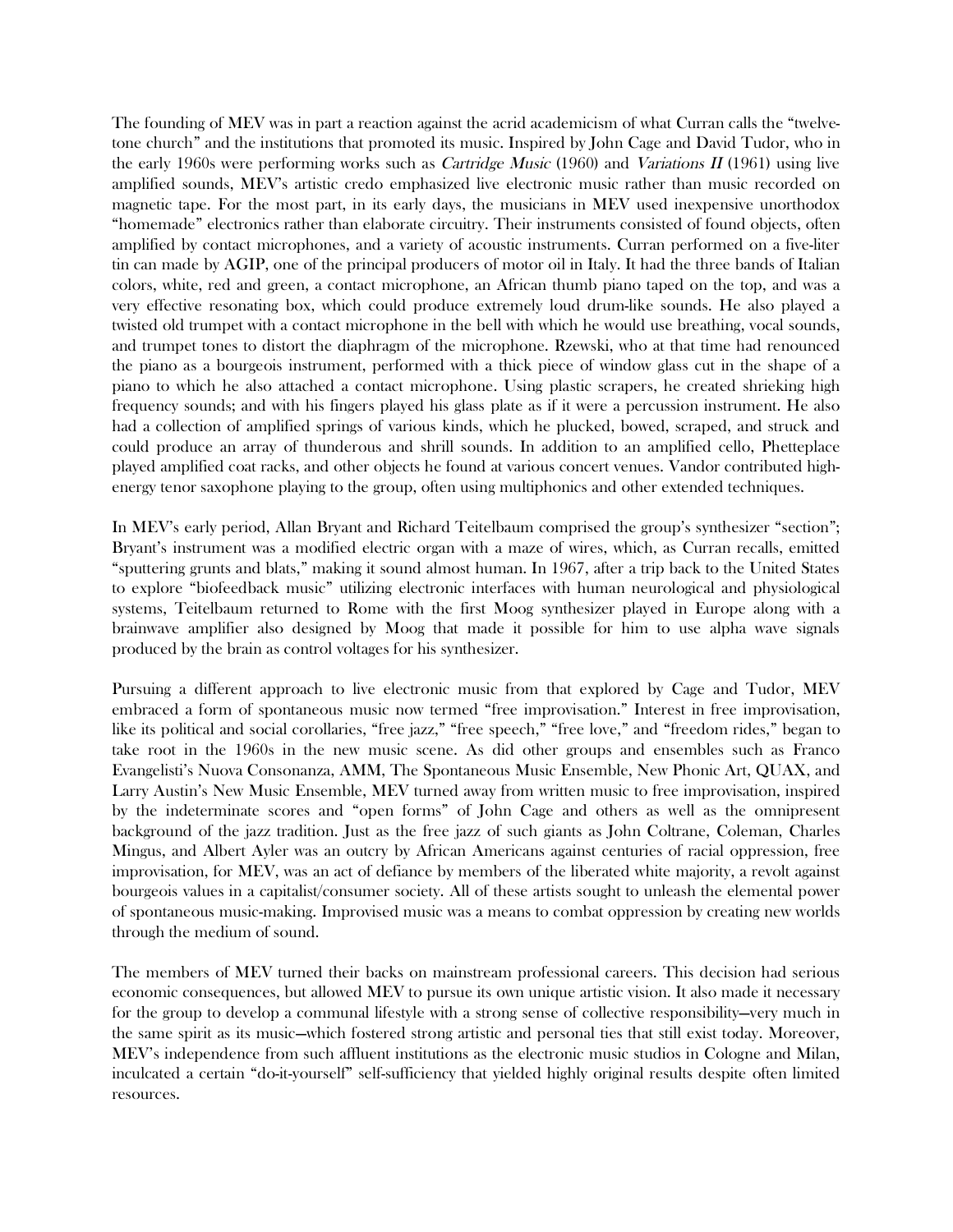The founding of MEV was in part a reaction against the acrid academicism of what Curran calls the "twelve-tone church" and the institutions that promoted its music. Inspired by John Cage and David Tudor, who in the early 1960s were performing works such as *Cartridge Music* (1960) and *Variations II* (1961) using live amplified sounds, MEV's artistic credo emphasized live electronic music rather than music recorded on magnetic tape. For the most part, in its early days, the musicians in MEV used inexpensive unorthodox "homemade" electronics rather than elaborate circuitry. Their instruments consisted of found objects, often amplified by contact microphones, and a variety of acoustic instruments. Curran performed on a five-liter tin can made by AGIP, one of the principal producers of motor oil in Italy. It had the three bands of Italian colors, white, red and green, a contact microphone, an African thumb piano taped on the top, and was a very effective resonating box, which could produce extremely loud drum-like sounds. He also played a twisted old trumpet with a contact microphone in the bell with which he would use breathing, vocal sounds, and trumpet tones to distort the diaphragm of the microphone. Rzewski, who at that time had renounced the piano as a bourgeois instrument, performed with a thick piece of window glass cut in the shape of a piano to which he also attached a contact microphone. Using plastic scrapers, he created shrieking high frequency sounds; and with his fingers played his glass plate as if it were a percussion instrument. He also had a collection of amplified springs of various kinds, which he plucked, bowed, scraped, and struck and could produce an array of thunderous and shrill sounds. In addition to an amplified cello, Phetteplace played amplified coat racks, and other objects he found at various concert venues. Vandor contributed high-energy tenor saxophone playing to the group, often using multiphonics and other extended techniques.

In MEV's early period, Allan Bryant and Richard Teitelbaum comprised the group's synthesizer "section"; Bryant's instrument was a modified electric organ with a maze of wires, which, as Curran recalls, emitted "sputtering grunts and blats," making it sound almost human. In 1967, after a trip back to the United States to explore "biofeedback music" utilizing electronic interfaces with human neurological and physiological systems, Teitelbaum returned to Rome with the first Moog synthesizer played in Europe along with a brainwave amplifier also designed by Moog that made it possible for him to use alpha wave signals produced by the brain as control voltages for his synthesizer.

Pursuing a different approach to live electronic music from that explored by Cage and Tudor, MEV embraced a form of spontaneous music now termed "free improvisation." Interest in free improvisation, like its political and social corollaries, "free jazz," "free speech," "free love," and "freedom rides," began to take root in the 1960s in the new music scene. As did other groups and ensembles such as Franco Evangelisti's Nuova Consonanza, AMM, The Spontaneous Music Ensemble, New Phonic Art, QUAX, and Larry Austin's New Music Ensemble, MEV turned away from written music to free improvisation, inspired by the indeterminate scores and "open forms" of John Cage and others as well as the omnipresent background of the jazz tradition. Just as the free jazz of such giants as John Coltrane, Coleman, Charles Mingus, and Albert Ayler was an outcry by African Americans against centuries of racial oppression, free improvisation, for MEV, was an act of defiance by members of the liberated white majority, a revolt against bourgeois values in a capitalist/consumer society. All of these artists sought to unleash the elemental power of spontaneous music-making. Improvised music was a means to combat oppression by creating new worlds through the medium of sound.

The members of MEV turned their backs on mainstream professional careers. This decision had serious economic consequences, but allowed MEV to pursue its own unique artistic vision. It also made it necessary for the group to develop a communal lifestyle with a strong sense of collective responsibility—very much in the same spirit as its music—which fostered strong artistic and personal ties that still exist today. Moreover, MEV's independence from such affluent institutions as the electronic music studios in Cologne and Milan, inculcated a certain "do-it-yourself" self-sufficiency that yielded highly original results despite often limited resources.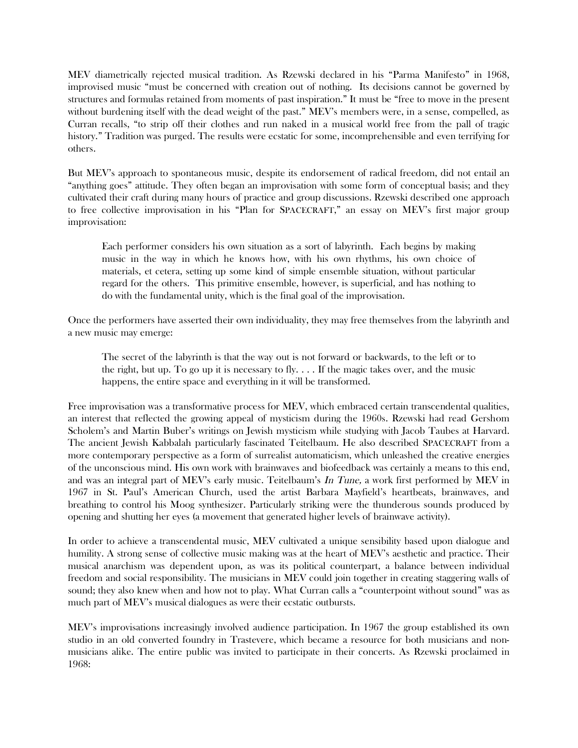MEV diametrically rejected musical tradition. As Rzewski declared in his "Parma Manifesto" in 1968, improvised music "must be concerned with creation out of nothing. Its decisions cannot be governed by structures and formulas retained from moments of past inspiration." It must be "free to move in the present without burdening itself with the dead weight of the past." MEV's members were, in a sense, compelled, as Curran recalls, "to strip off their clothes and run naked in a musical world free from the pall of tragic history." Tradition was purged. The results were ecstatic for some, incomprehensible and even terrifying for others.

But MEV's approach to spontaneous music, despite its endorsement of radical freedom, did not entail an "anything goes" attitude. They often began an improvisation with some form of conceptual basis; and they cultivated their craft during many hours of practice and group discussions. Rzewski described one approach to free collective improvisation in his "Plan for SPACECRAFT," an essay on MEV's first major group improvisation:

> Each performer considers his own situation as a sort of labyrinth. Each begins by making music in the way in which he knows how, with his own rhythms, his own choice of materials, et cetera, setting up some kind of simple ensemble situation, without particular regard for the others. This primitive ensemble, however, is superficial, and has nothing to do with the fundamental unity, which is the final goal of the improvisation.

Once the performers have asserted their own individuality, they may free themselves from the labyrinth and a new music may emerge:

> The secret of the labyrinth is that the way out is not forward or backwards, to the left or to the right, but up. To go up it is necessary to fly. . . . If the magic takes over, and the music happens, the entire space and everything in it will be transformed.

Free improvisation was a transformative process for MEV, which embraced certain transcendental qualities, an interest that reflected the growing appeal of mysticism during the 1960s. Rzewski had read Gershom Scholem's and Martin Buber's writings on Jewish mysticism while studying with Jacob Taubes at Harvard. The ancient Jewish Kabbalah particularly fascinated Teitelbaum. He also described SPACECRAFT from a more contemporary perspective as a form of surrealist automaticism, which unleashed the creative energies of the unconscious mind. His own work with brainwaves and biofeedback was certainly a means to this end, and was an integral part of MEV's early music. Teitelbaum's *In Tune,* a work first performed by MEV in 1967 in St. Paul's American Church, used the artist Barbara Mayfield's heartbeats, brainwaves, and breathing to control his Moog synthesizer. Particularly striking were the thunderous sounds produced by opening and shutting her eyes (a movement that generated higher levels of brainwave activity).

In order to achieve a transcendental music, MEV cultivated a unique sensibility based upon dialogue and humility. A strong sense of collective music making was at the heart of MEV's aesthetic and practice. Their musical anarchism was dependent upon, as was its political counterpart, a balance between individual freedom and social responsibility. The musicians in MEV could join together in creating staggering walls of sound; they also knew when and how not to play. What Curran calls a "counterpoint without sound" was as much part of MEV's musical dialogues as were their ecstatic outbursts.

MEV's improvisations increasingly involved audience participation. In 1967 the group established its own studio in an old converted foundry in Trastevere, which became a resource for both musicians and non-musicians alike. The entire public was invited to participate in their concerts. As Rzewski proclaimed in 1968: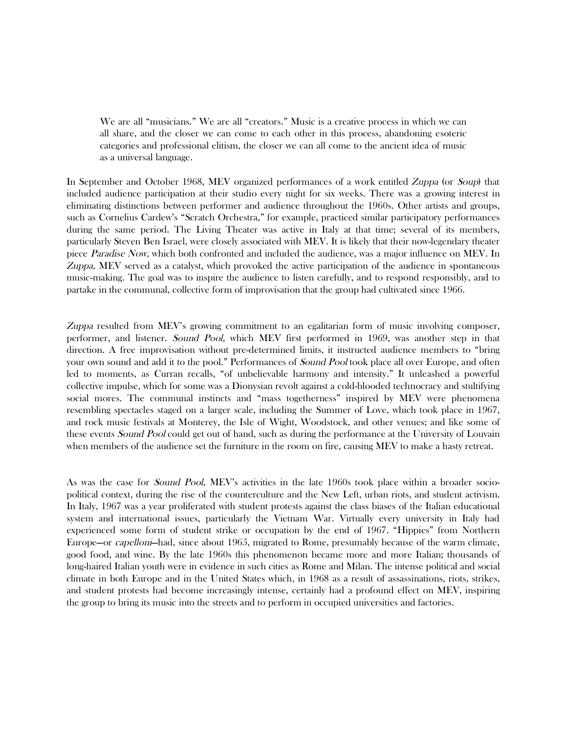> We are all "musicians." We are all "creators." Music is a creative process in which we can all share, and the closer we can come to each other in this process, abandoning esoteric categories and professional elitism, the closer we can all come to the ancient idea of music as a universal language.

In September and October 1968, MEV organized performances of a work entitled *Zuppa* (or *Soup*) that included audience participation at their studio every night for six weeks. There was a growing interest in eliminating distinctions between performer and audience throughout the 1960s. Other artists and groups, such as Cornelius Cardew's "Scratch Orchestra," for example, practiced similar participatory performances during the same period. The Living Theater was active in Italy at that time; several of its members, particularly Steven Ben Israel, were closely associated with MEV. It is likely that their now-legendary theater piece *Paradise Now,* which both confronted and included the audience, was a major influence on MEV. In *Zuppa,* MEV served as a catalyst, which provoked the active participation of the audience in spontaneous music-making. The goal was to inspire the audience to listen carefully, and to respond responsibly, and to partake in the communal, collective form of improvisation that the group had cultivated since 1966.

*Zuppa* resulted from MEV's growing commitment to an egalitarian form of music involving composer, performer, and listener. *Sound Pool,* which MEV first performed in 1969, was another step in that direction. A free improvisation without pre-determined limits, it instructed audience members to "bring your own sound and add it to the pool." Performances of *Sound Pool* took place all over Europe, and often led to moments, as Curran recalls, "of unbelievable harmony and intensity." It unleashed a powerful collective impulse, which for some was a Dionysian revolt against a cold-blooded technocracy and stultifying social mores. The communal instincts and "mass togetherness" inspired by MEV were phenomena resembling spectacles staged on a larger scale, including the Summer of Love, which took place in 1967, and rock music festivals at Monterey, the Isle of Wight, Woodstock, and other venues; and like some of these events *Sound Pool* could get out of hand, such as during the performance at the University of Louvain when members of the audience set the furniture in the room on fire, causing MEV to make a hasty retreat.

As was the case for *Sound Pool,* MEV's activities in the late 1960s took place within a broader socio-political context, during the rise of the counterculture and the New Left, urban riots, and student activism. In Italy, 1967 was a year proliferated with student protests against the class biases of the Italian educational system and international issues, particularly the Vietnam War. Virtually every university in Italy had experienced some form of student strike or occupation by the end of 1967. "Hippies" from Northern Europe—or *capelloni*—had, since about 1965, migrated to Rome, presumably because of the warm climate, good food, and wine. By the late 1960s this phenomenon became more and more Italian; thousands of long-haired Italian youth were in evidence in such cities as Rome and Milan. The intense political and social climate in both Europe and in the United States which, in 1968 as a result of assassinations, riots, strikes, and student protests had become increasingly intense, certainly had a profound effect on MEV, inspiring the group to bring its music into the streets and to perform in occupied universities and factories.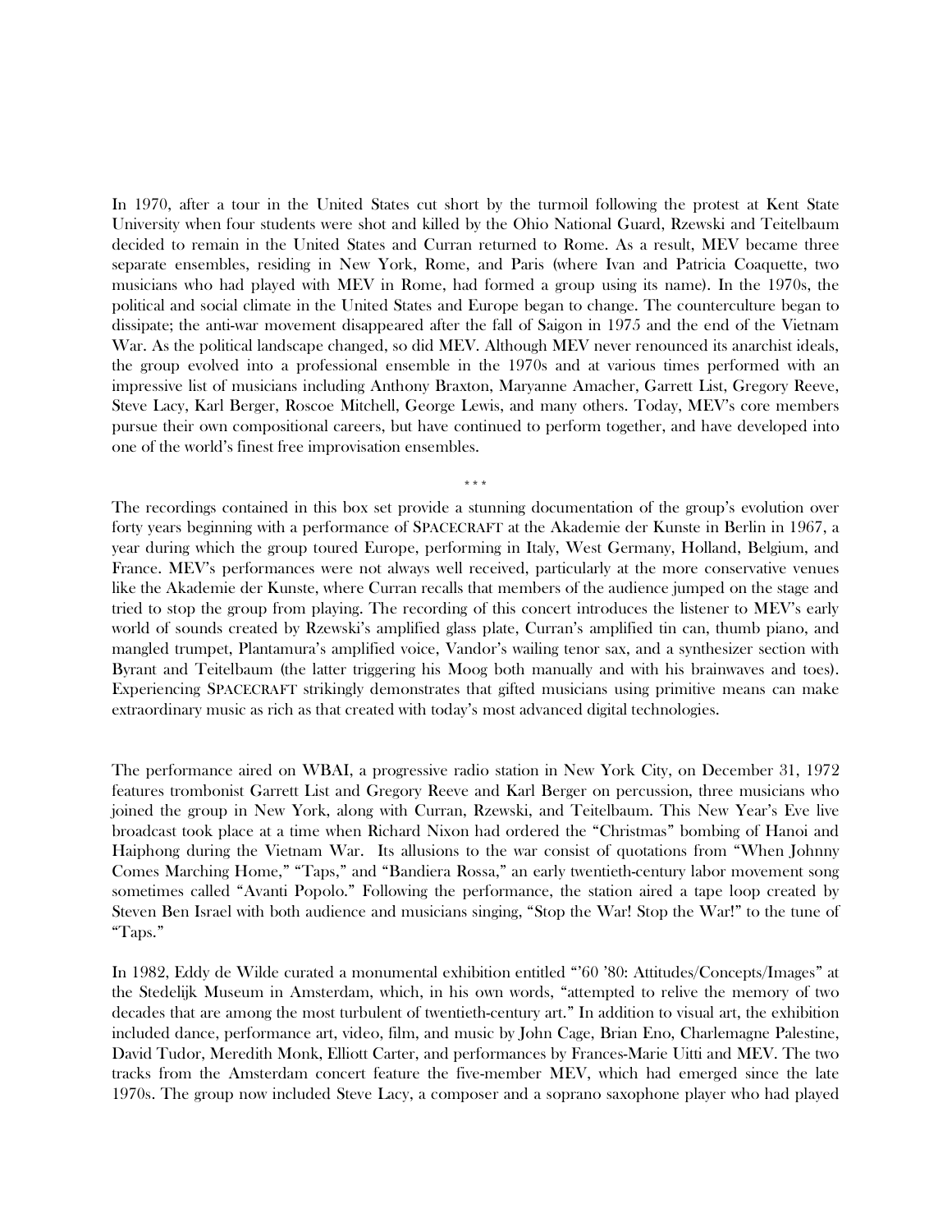In 1970, after a tour in the United States cut short by the turmoil following the protest at Kent State University when four students were shot and killed by the Ohio National Guard, Rzewski and Teitelbaum decided to remain in the United States and Curran returned to Rome. As a result, MEV became three separate ensembles, residing in New York, Rome, and Paris (where Ivan and Patricia Coaquette, two musicians who had played with MEV in Rome, had formed a group using its name). In the 1970s, the political and social climate in the United States and Europe began to change. The counterculture began to dissipate; the anti-war movement disappeared after the fall of Saigon in 1975 and the end of the Vietnam War. As the political landscape changed, so did MEV. Although MEV never renounced its anarchist ideals, the group evolved into a professional ensemble in the 1970s and at various times performed with an impressive list of musicians including Anthony Braxton, Maryanne Amacher, Garrett List, Gregory Reeve, Steve Lacy, Karl Berger, Roscoe Mitchell, George Lewis, and many others. Today, MEV's core members pursue their own compositional careers, but have continued to perform together, and have developed into one of the world's finest free improvisation ensembles.

\* \* \*

The recordings contained in this box set provide a stunning documentation of the group's evolution over forty years beginning with a performance of SPACECRAFT at the Akademie der Kunste in Berlin in 1967, a year during which the group toured Europe, performing in Italy, West Germany, Holland, Belgium, and France. MEV's performances were not always well received, particularly at the more conservative venues like the Akademie der Kunste, where Curran recalls that members of the audience jumped on the stage and tried to stop the group from playing. The recording of this concert introduces the listener to MEV's early world of sounds created by Rzewski's amplified glass plate, Curran's amplified tin can, thumb piano, and mangled trumpet, Plantamura's amplified voice, Vandor's wailing tenor sax, and a synthesizer section with Byrant and Teitelbaum (the latter triggering his Moog both manually and with his brainwaves and toes). Experiencing SPACECRAFT strikingly demonstrates that gifted musicians using primitive means can make extraordinary music as rich as that created with today's most advanced digital technologies.

The performance aired on WBAI, a progressive radio station in New York City, on December 31, 1972 features trombonist Garrett List and Gregory Reeve and Karl Berger on percussion, three musicians who joined the group in New York, along with Curran, Rzewski, and Teitelbaum. This New Year's Eve live broadcast took place at a time when Richard Nixon had ordered the "Christmas" bombing of Hanoi and Haiphong during the Vietnam War. Its allusions to the war consist of quotations from "When Johnny Comes Marching Home," "Taps," and "Bandiera Rossa," an early twentieth-century labor movement song sometimes called "Avanti Popolo." Following the performance, the station aired a tape loop created by Steven Ben Israel with both audience and musicians singing, "Stop the War! Stop the War!" to the tune of "Taps."

In 1982, Eddy de Wilde curated a monumental exhibition entitled "'60 '80: Attitudes/Concepts/Images" at the Stedelijk Museum in Amsterdam, which, in his own words, "attempted to relive the memory of two decades that are among the most turbulent of twentieth-century art." In addition to visual art, the exhibition included dance, performance art, video, film, and music by John Cage, Brian Eno, Charlemagne Palestine, David Tudor, Meredith Monk, Elliott Carter, and performances by Frances-Marie Uitti and MEV. The two tracks from the Amsterdam concert feature the five-member MEV, which had emerged since the late 1970s. The group now included Steve Lacy, a composer and a soprano saxophone player who had played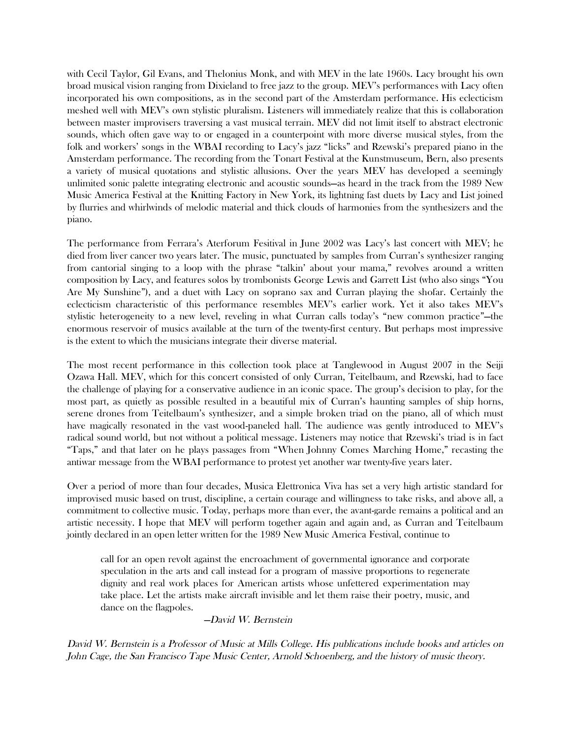with Cecil Taylor, Gil Evans, and Thelonius Monk, and with MEV in the late 1960s. Lacy brought his own broad musical vision ranging from Dixieland to free jazz to the group. MEV's performances with Lacy often incorporated his own compositions, as in the second part of the Amsterdam performance. His eclecticism meshed well with MEV's own stylistic pluralism. Listeners will immediately realize that this is collaboration between master improvisers traversing a vast musical terrain. MEV did not limit itself to abstract electronic sounds, which often gave way to or engaged in a counterpoint with more diverse musical styles, from the folk and workers' songs in the WBAI recording to Lacy's jazz "licks" and Rzewski's prepared piano in the Amsterdam performance. The recording from the Tonart Festival at the Kunstmuseum, Bern, also presents a variety of musical quotations and stylistic allusions. Over the years MEV has developed a seemingly unlimited sonic palette integrating electronic and acoustic sounds—as heard in the track from the 1989 New Music America Festival at the Knitting Factory in New York, its lightning fast duets by Lacy and List joined by flurries and whirlwinds of melodic material and thick clouds of harmonies from the synthesizers and the piano.

The performance from Ferrara's Aterforum Fesitival in June 2002 was Lacy's last concert with MEV; he died from liver cancer two years later. The music, punctuated by samples from Curran's synthesizer ranging from cantorial singing to a loop with the phrase "talkin' about your mama," revolves around a written composition by Lacy, and features solos by trombonists George Lewis and Garrett List (who also sings "You Are My Sunshine"), and a duet with Lacy on soprano sax and Curran playing the shofar. Certainly the eclecticism characteristic of this performance resembles MEV's earlier work. Yet it also takes MEV's stylistic heterogeneity to a new level, reveling in what Curran calls today's "new common practice"—the enormous reservoir of musics available at the turn of the twenty-first century. But perhaps most impressive is the extent to which the musicians integrate their diverse material.

The most recent performance in this collection took place at Tanglewood in August 2007 in the Seiji Ozawa Hall. MEV, which for this concert consisted of only Curran, Teitelbaum, and Rzewski, had to face the challenge of playing for a conservative audience in an iconic space. The group's decision to play, for the most part, as quietly as possible resulted in a beautiful mix of Curran's haunting samples of ship horns, serene drones from Teitelbaum's synthesizer, and a simple broken triad on the piano, all of which must have magically resonated in the vast wood-paneled hall. The audience was gently introduced to MEV's radical sound world, but not without a political message. Listeners may notice that Rzewski's triad is in fact "Taps," and that later on he plays passages from "When Johnny Comes Marching Home," recasting the antiwar message from the WBAI performance to protest yet another war twenty-five years later.

Over a period of more than four decades, Musica Elettronica Viva has set a very high artistic standard for improvised music based on trust, discipline, a certain courage and willingness to take risks, and above all, a commitment to collective music. Today, perhaps more than ever, the avant-garde remains a political and an artistic necessity. I hope that MEV will perform together again and again and, as Curran and Teitelbaum jointly declared in an open letter written for the 1989 New Music America Festival, continue to

> call for an open revolt against the encroachment of governmental ignorance and corporate speculation in the arts and call instead for a program of massive proportions to regenerate dignity and real work places for American artists whose unfettered experimentation may take place. Let the artists make aircraft invisible and let them raise their poetry, music, and dance on the flagpoles.

*—David W. Bernstein*

*David W. Bernstein is a Professor of Music at Mills College. His publications include books and articles on John Cage, the San Francisco Tape Music Center, Arnold Schoenberg, and the history of music theory.*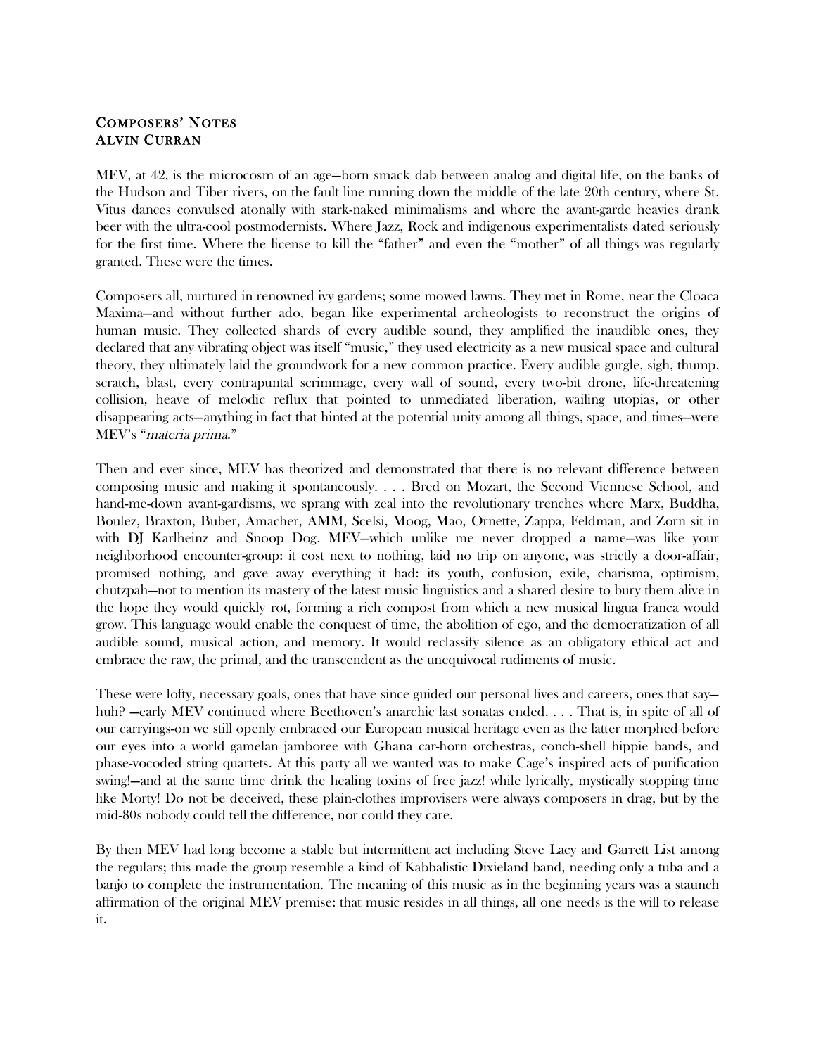## Composers' Notes
### Alvin Curran

MEV, at 42, is the microcosm of an age—born smack dab between analog and digital life, on the banks of the Hudson and Tiber rivers, on the fault line running down the middle of the late 20th century, where St. Vitus dances convulsed atonally with stark-naked minimalisms and where the avant-garde heavies drank beer with the ultra-cool postmodernists. Where Jazz, Rock and indigenous experimentalists dated seriously for the first time. Where the license to kill the "father" and even the "mother" of all things was regularly granted. These were the times.

Composers all, nurtured in renowned ivy gardens; some mowed lawns. They met in Rome, near the Cloaca Maxima—and without further ado, began like experimental archeologists to reconstruct the origins of human music. They collected shards of every audible sound, they amplified the inaudible ones, they declared that any vibrating object was itself "music," they used electricity as a new musical space and cultural theory, they ultimately laid the groundwork for a new common practice. Every audible gurgle, sigh, thump, scratch, blast, every contrapuntal scrimmage, every wall of sound, every two-bit drone, life-threatening collision, heave of melodic reflux that pointed to unmediated liberation, wailing utopias, or other disappearing acts—anything in fact that hinted at the potential unity among all things, space, and times—were MEV's "*materia prima*."

Then and ever since, MEV has theorized and demonstrated that there is no relevant difference between composing music and making it spontaneously. . . . Bred on Mozart, the Second Viennese School, and hand-me-down avant-gardisms, we sprang with zeal into the revolutionary trenches where Marx, Buddha, Boulez, Braxton, Buber, Amacher, AMM, Scelsi, Moog, Mao, Ornette, Zappa, Feldman, and Zorn sit in with DJ Karlheinz and Snoop Dog. MEV—which unlike me never dropped a name—was like your neighborhood encounter-group: it cost next to nothing, laid no trip on anyone, was strictly a door-affair, promised nothing, and gave away everything it had: its youth, confusion, exile, charisma, optimism, chutzpah—not to mention its mastery of the latest music linguistics and a shared desire to bury them alive in the hope they would quickly rot, forming a rich compost from which a new musical lingua franca would grow. This language would enable the conquest of time, the abolition of ego, and the democratization of all audible sound, musical action, and memory. It would reclassify silence as an obligatory ethical act and embrace the raw, the primal, and the transcendent as the unequivocal rudiments of music.

These were lofty, necessary goals, ones that have since guided our personal lives and careers, ones that say—huh? —early MEV continued where Beethoven's anarchic last sonatas ended. . . . That is, in spite of all of our carryings-on we still openly embraced our European musical heritage even as the latter morphed before our eyes into a world gamelan jamboree with Ghana car-horn orchestras, conch-shell hippie bands, and phase-vocoded string quartets. At this party all we wanted was to make Cage's inspired acts of purification swing!—and at the same time drink the healing toxins of free jazz! while lyrically, mystically stopping time like Morty! Do not be deceived, these plain-clothes improvisers were always composers in drag, but by the mid-80s nobody could tell the difference, nor could they care.

By then MEV had long become a stable but intermittent act including Steve Lacy and Garrett List among the regulars; this made the group resemble a kind of Kabbalistic Dixieland band, needing only a tuba and a banjo to complete the instrumentation. The meaning of this music as in the beginning years was a staunch affirmation of the original MEV premise: that music resides in all things, all one needs is the will to release it.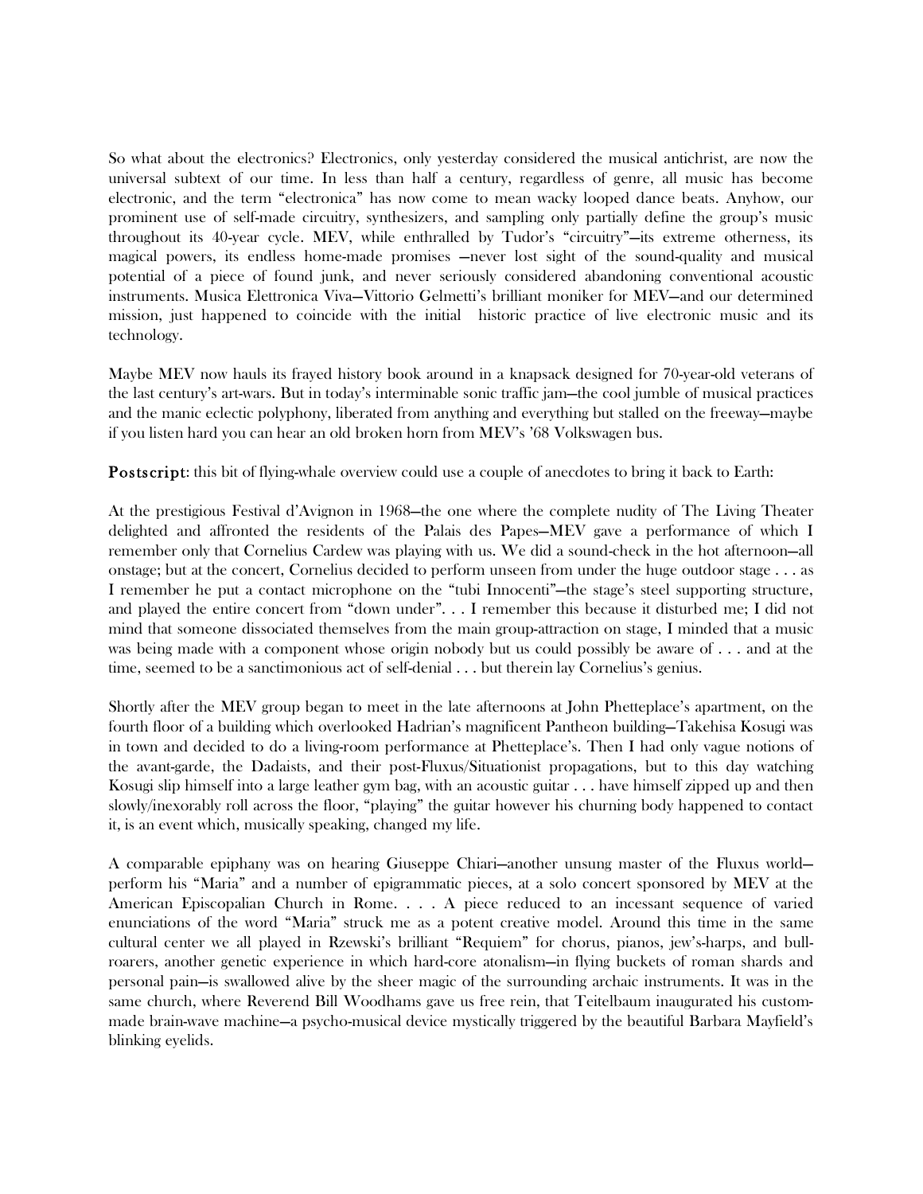So what about the electronics? Electronics, only yesterday considered the musical antichrist, are now the universal subtext of our time. In less than half a century, regardless of genre, all music has become electronic, and the term "electronica" has now come to mean wacky looped dance beats. Anyhow, our prominent use of self-made circuitry, synthesizers, and sampling only partially define the group's music throughout its 40-year cycle. MEV, while enthralled by Tudor's "circuitry"—its extreme otherness, its magical powers, its endless home-made promises —never lost sight of the sound-quality and musical potential of a piece of found junk, and never seriously considered abandoning conventional acoustic instruments. Musica Elettronica Viva—Vittorio Gelmetti's brilliant moniker for MEV—and our determined mission, just happened to coincide with the initial historic practice of live electronic music and its technology.

Maybe MEV now hauls its frayed history book around in a knapsack designed for 70-year-old veterans of the last century's art-wars. But in today's interminable sonic traffic jam—the cool jumble of musical practices and the manic eclectic polyphony, liberated from anything and everything but stalled on the freeway—maybe if you listen hard you can hear an old broken horn from MEV's '68 Volkswagen bus.

**Postscript**: this bit of flying-whale overview could use a couple of anecdotes to bring it back to Earth:

At the prestigious Festival d'Avignon in 1968—the one where the complete nudity of The Living Theater delighted and affronted the residents of the Palais des Papes—MEV gave a performance of which I remember only that Cornelius Cardew was playing with us. We did a sound-check in the hot afternoon—all onstage; but at the concert, Cornelius decided to perform unseen from under the huge outdoor stage . . . as I remember he put a contact microphone on the "tubi Innocenti"—the stage's steel supporting structure, and played the entire concert from "down under". . . I remember this because it disturbed me; I did not mind that someone dissociated themselves from the main group-attraction on stage, I minded that a music was being made with a component whose origin nobody but us could possibly be aware of . . . and at the time, seemed to be a sanctimonious act of self-denial . . . but therein lay Cornelius's genius.

Shortly after the MEV group began to meet in the late afternoons at John Phetteplace's apartment, on the fourth floor of a building which overlooked Hadrian's magnificent Pantheon building—Takehisa Kosugi was in town and decided to do a living-room performance at Phetteplace's. Then I had only vague notions of the avant-garde, the Dadaists, and their post-Fluxus/Situationist propagations, but to this day watching Kosugi slip himself into a large leather gym bag, with an acoustic guitar . . . have himself zipped up and then slowly/inexorably roll across the floor, "playing" the guitar however his churning body happened to contact it, is an event which, musically speaking, changed my life.

A comparable epiphany was on hearing Giuseppe Chiari—another unsung master of the Fluxus world—perform his "Maria" and a number of epigrammatic pieces, at a solo concert sponsored by MEV at the American Episcopalian Church in Rome. . . . A piece reduced to an incessant sequence of varied enunciations of the word "Maria" struck me as a potent creative model. Around this time in the same cultural center we all played in Rzewski's brilliant "Requiem" for chorus, pianos, jew's-harps, and bull-roarers, another genetic experience in which hard-core atonalism—in flying buckets of roman shards and personal pain—is swallowed alive by the sheer magic of the surrounding archaic instruments. It was in the same church, where Reverend Bill Woodhams gave us free rein, that Teitelbaum inaugurated his custom-made brain-wave machine—a psycho-musical device mystically triggered by the beautiful Barbara Mayfield's blinking eyelids.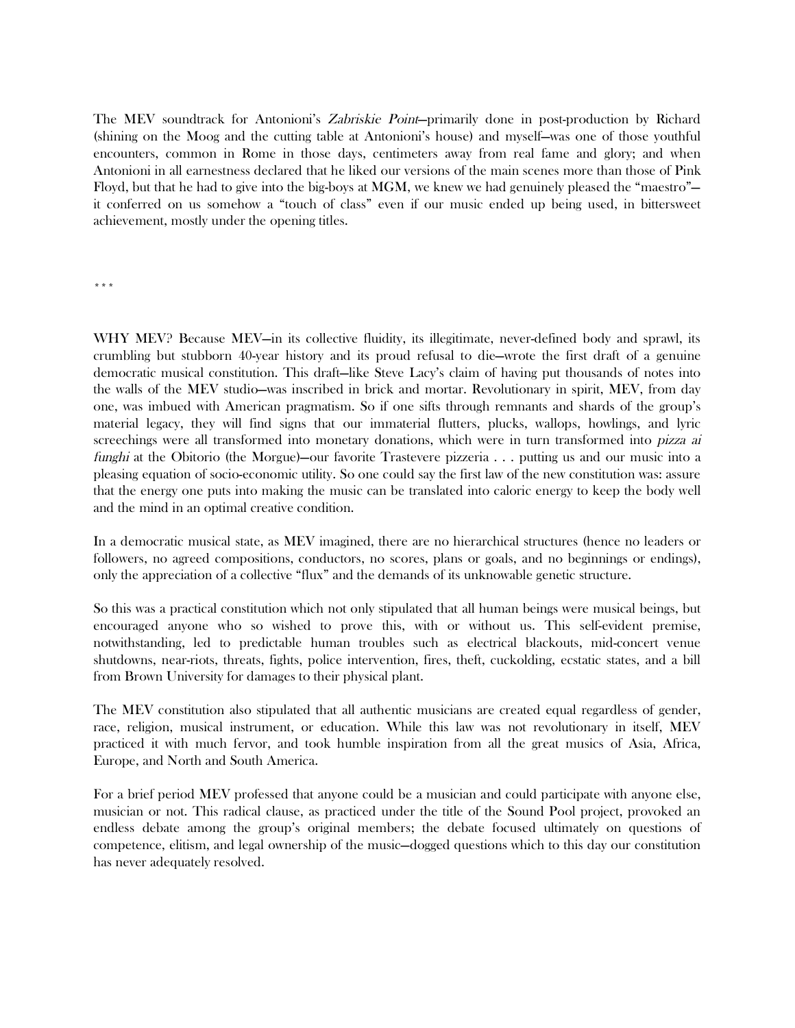The MEV soundtrack for Antonioni's *Zabriskie Point*—primarily done in post-production by Richard (shining on the Moog and the cutting table at Antonioni's house) and myself—was one of those youthful encounters, common in Rome in those days, centimeters away from real fame and glory; and when Antonioni in all earnestness declared that he liked our versions of the main scenes more than those of Pink Floyd, but that he had to give into the big-boys at MGM, we knew we had genuinely pleased the "maestro"—it conferred on us somehow a "touch of class" even if our music ended up being used, in bittersweet achievement, mostly under the opening titles.

\* \* \*

WHY MEV? Because MEV—in its collective fluidity, its illegitimate, never-defined body and sprawl, its crumbling but stubborn 40-year history and its proud refusal to die—wrote the first draft of a genuine democratic musical constitution. This draft—like Steve Lacy's claim of having put thousands of notes into the walls of the MEV studio—was inscribed in brick and mortar. Revolutionary in spirit, MEV, from day one, was imbued with American pragmatism. So if one sifts through remnants and shards of the group's material legacy, they will find signs that our immaterial flutters, plucks, wallops, howlings, and lyric screechings were all transformed into monetary donations, which were in turn transformed into *pizza ai funghi* at the Obitorio (the Morgue)—our favorite Trastevere pizzeria . . . putting us and our music into a pleasing equation of socio-economic utility. So one could say the first law of the new constitution was: assure that the energy one puts into making the music can be translated into caloric energy to keep the body well and the mind in an optimal creative condition.

In a democratic musical state, as MEV imagined, there are no hierarchical structures (hence no leaders or followers, no agreed compositions, conductors, no scores, plans or goals, and no beginnings or endings), only the appreciation of a collective "flux" and the demands of its unknowable genetic structure.

So this was a practical constitution which not only stipulated that all human beings were musical beings, but encouraged anyone who so wished to prove this, with or without us. This self-evident premise, notwithstanding, led to predictable human troubles such as electrical blackouts, mid-concert venue shutdowns, near-riots, threats, fights, police intervention, fires, theft, cuckolding, ecstatic states, and a bill from Brown University for damages to their physical plant.

The MEV constitution also stipulated that all authentic musicians are created equal regardless of gender, race, religion, musical instrument, or education. While this law was not revolutionary in itself, MEV practiced it with much fervor, and took humble inspiration from all the great musics of Asia, Africa, Europe, and North and South America.

For a brief period MEV professed that anyone could be a musician and could participate with anyone else, musician or not. This radical clause, as practiced under the title of the Sound Pool project, provoked an endless debate among the group's original members; the debate focused ultimately on questions of competence, elitism, and legal ownership of the music—dogged questions which to this day our constitution has never adequately resolved.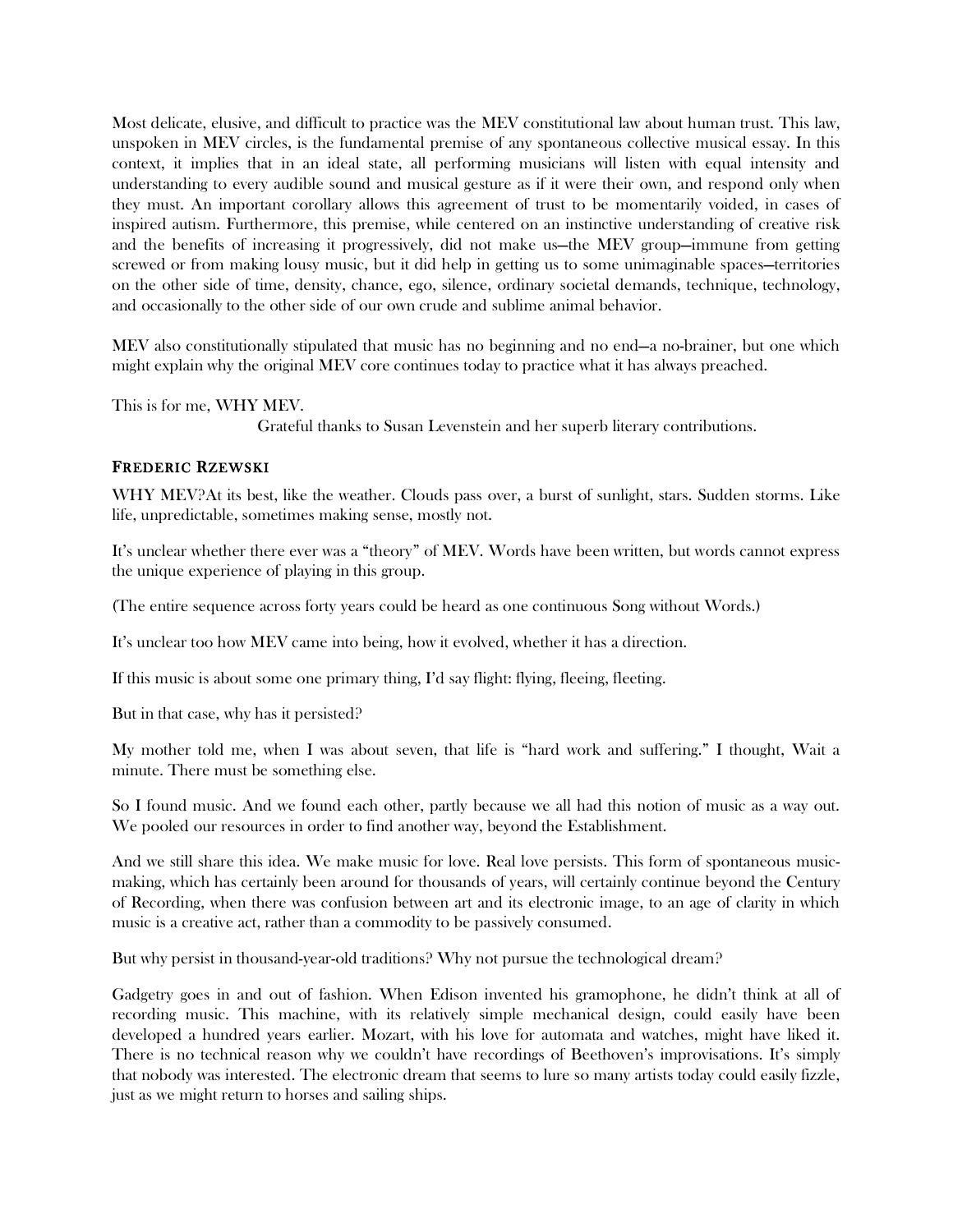Most delicate, elusive, and difficult to practice was the MEV constitutional law about human trust. This law, unspoken in MEV circles, is the fundamental premise of any spontaneous collective musical essay. In this context, it implies that in an ideal state, all performing musicians will listen with equal intensity and understanding to every audible sound and musical gesture as if it were their own, and respond only when they must. An important corollary allows this agreement of trust to be momentarily voided, in cases of inspired autism. Furthermore, this premise, while centered on an instinctive understanding of creative risk and the benefits of increasing it progressively, did not make us—the MEV group—immune from getting screwed or from making lousy music, but it did help in getting us to some unimaginable spaces—territories on the other side of time, density, chance, ego, silence, ordinary societal demands, technique, technology, and occasionally to the other side of our own crude and sublime animal behavior.

MEV also constitutionally stipulated that music has no beginning and no end—a no-brainer, but one which might explain why the original MEV core continues today to practice what it has always preached.

This is for me, WHY MEV.

Grateful thanks to Susan Levenstein and her superb literary contributions.

### FREDERIC RZEWSKI

WHY MEV?At its best, like the weather. Clouds pass over, a burst of sunlight, stars. Sudden storms. Like life, unpredictable, sometimes making sense, mostly not.

It's unclear whether there ever was a "theory" of MEV. Words have been written, but words cannot express the unique experience of playing in this group.

(The entire sequence across forty years could be heard as one continuous Song without Words.)

It's unclear too how MEV came into being, how it evolved, whether it has a direction.

If this music is about some one primary thing, I'd say flight: flying, fleeing, fleeting.

But in that case, why has it persisted?

My mother told me, when I was about seven, that life is "hard work and suffering." I thought, Wait a minute. There must be something else.

So I found music. And we found each other, partly because we all had this notion of music as a way out. We pooled our resources in order to find another way, beyond the Establishment.

And we still share this idea. We make music for love. Real love persists. This form of spontaneous music-making, which has certainly been around for thousands of years, will certainly continue beyond the Century of Recording, when there was confusion between art and its electronic image, to an age of clarity in which music is a creative act, rather than a commodity to be passively consumed.

But why persist in thousand-year-old traditions? Why not pursue the technological dream?

Gadgetry goes in and out of fashion. When Edison invented his gramophone, he didn't think at all of recording music. This machine, with its relatively simple mechanical design, could easily have been developed a hundred years earlier. Mozart, with his love for automata and watches, might have liked it. There is no technical reason why we couldn't have recordings of Beethoven's improvisations. It's simply that nobody was interested. The electronic dream that seems to lure so many artists today could easily fizzle, just as we might return to horses and sailing ships.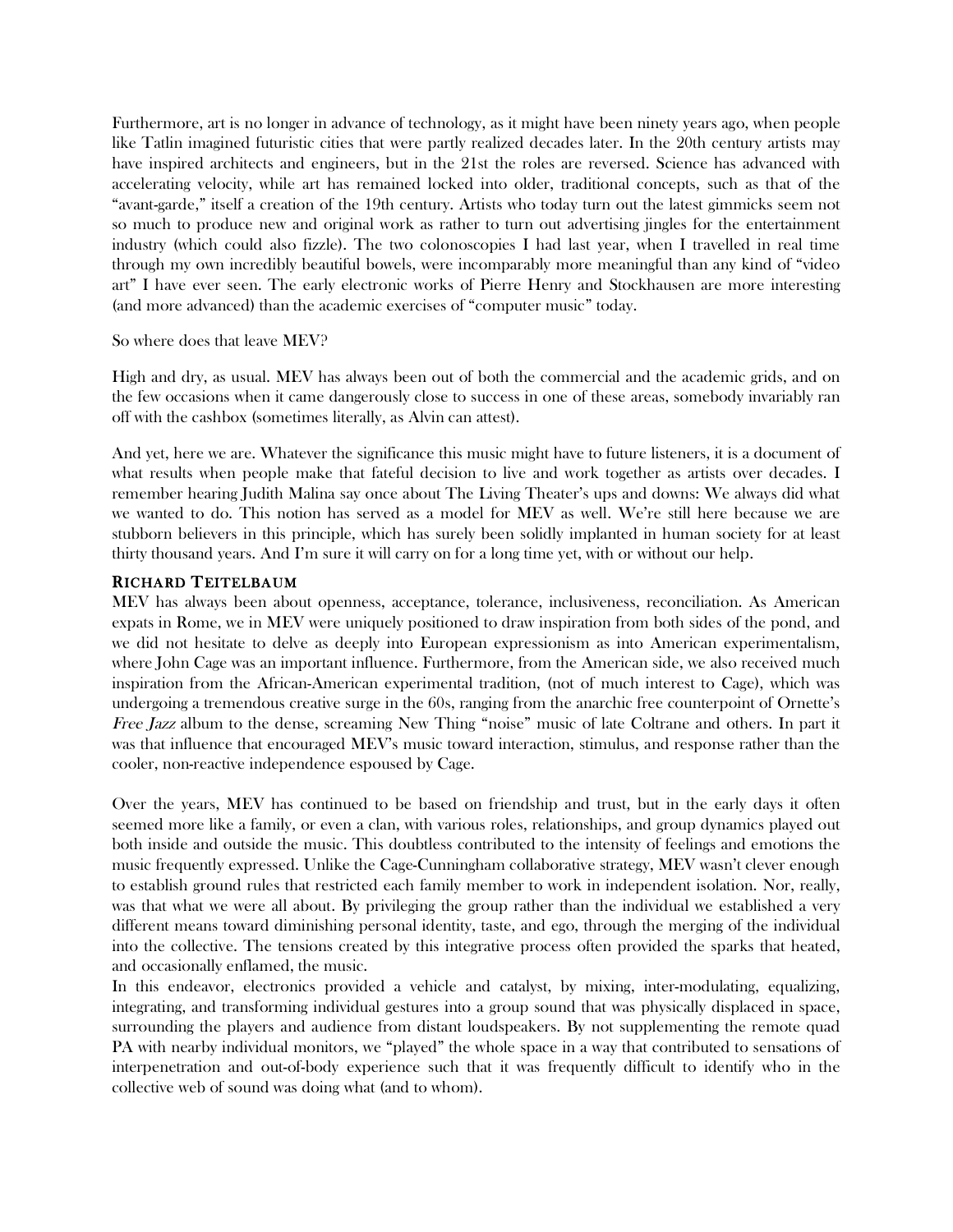Furthermore, art is no longer in advance of technology, as it might have been ninety years ago, when people like Tatlin imagined futuristic cities that were partly realized decades later. In the 20th century artists may have inspired architects and engineers, but in the 21st the roles are reversed. Science has advanced with accelerating velocity, while art has remained locked into older, traditional concepts, such as that of the "avant-garde," itself a creation of the 19th century. Artists who today turn out the latest gimmicks seem not so much to produce new and original work as rather to turn out advertising jingles for the entertainment industry (which could also fizzle). The two colonoscopies I had last year, when I travelled in real time through my own incredibly beautiful bowels, were incomparably more meaningful than any kind of "video art" I have ever seen. The early electronic works of Pierre Henry and Stockhausen are more interesting (and more advanced) than the academic exercises of "computer music" today.

So where does that leave MEV?

High and dry, as usual. MEV has always been out of both the commercial and the academic grids, and on the few occasions when it came dangerously close to success in one of these areas, somebody invariably ran off with the cashbox (sometimes literally, as Alvin can attest).

And yet, here we are. Whatever the significance this music might have to future listeners, it is a document of what results when people make that fateful decision to live and work together as artists over decades. I remember hearing Judith Malina say once about The Living Theater's ups and downs: We always did what we wanted to do. This notion has served as a model for MEV as well. We're still here because we are stubborn believers in this principle, which has surely been solidly implanted in human society for at least thirty thousand years. And I'm sure it will carry on for a long time yet, with or without our help.

## Richard Teitelbaum

MEV has always been about openness, acceptance, tolerance, inclusiveness, reconciliation. As American expats in Rome, we in MEV were uniquely positioned to draw inspiration from both sides of the pond, and we did not hesitate to delve as deeply into European expressionism as into American experimentalism, where John Cage was an important influence. Furthermore, from the American side, we also received much inspiration from the African-American experimental tradition, (not of much interest to Cage), which was undergoing a tremendous creative surge in the 60s, ranging from the anarchic free counterpoint of Ornette's *Free Jazz* album to the dense, screaming New Thing "noise" music of late Coltrane and others. In part it was that influence that encouraged MEV's music toward interaction, stimulus, and response rather than the cooler, non-reactive independence espoused by Cage.

Over the years, MEV has continued to be based on friendship and trust, but in the early days it often seemed more like a family, or even a clan, with various roles, relationships, and group dynamics played out both inside and outside the music. This doubtless contributed to the intensity of feelings and emotions the music frequently expressed. Unlike the Cage-Cunningham collaborative strategy, MEV wasn't clever enough to establish ground rules that restricted each family member to work in independent isolation. Nor, really, was that what we were all about. By privileging the group rather than the individual we established a very different means toward diminishing personal identity, taste, and ego, through the merging of the individual into the collective. The tensions created by this integrative process often provided the sparks that heated, and occasionally enflamed, the music.

In this endeavor, electronics provided a vehicle and catalyst, by mixing, inter-modulating, equalizing, integrating, and transforming individual gestures into a group sound that was physically displaced in space, surrounding the players and audience from distant loudspeakers. By not supplementing the remote quad PA with nearby individual monitors, we "played" the whole space in a way that contributed to sensations of interpenetration and out-of-body experience such that it was frequently difficult to identify who in the collective web of sound was doing what (and to whom).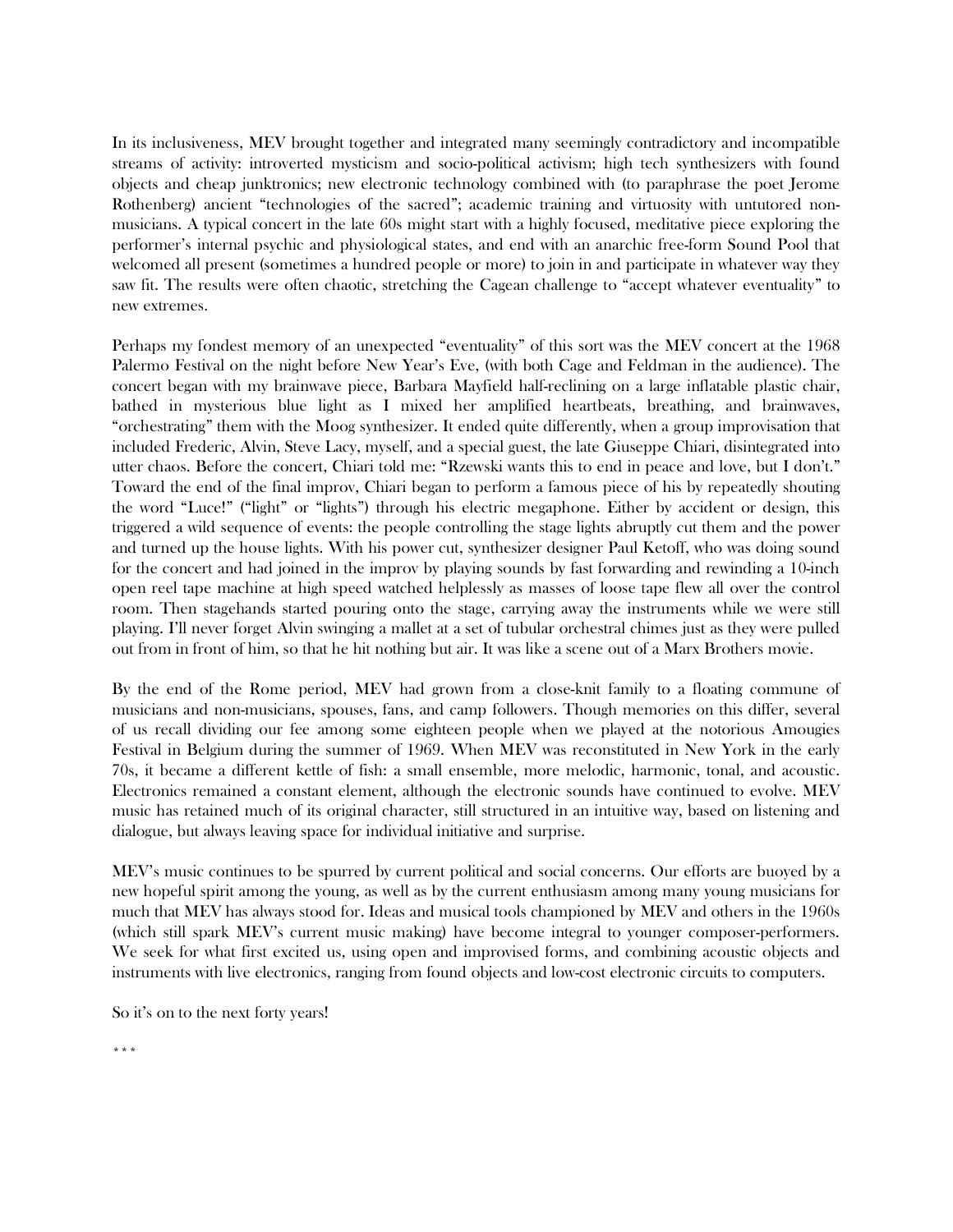In its inclusiveness, MEV brought together and integrated many seemingly contradictory and incompatible streams of activity: introverted mysticism and socio-political activism; high tech synthesizers with found objects and cheap junktronics; new electronic technology combined with (to paraphrase the poet Jerome Rothenberg) ancient "technologies of the sacred"; academic training and virtuosity with untutored non-musicians. A typical concert in the late 60s might start with a highly focused, meditative piece exploring the performer's internal psychic and physiological states, and end with an anarchic free-form Sound Pool that welcomed all present (sometimes a hundred people or more) to join in and participate in whatever way they saw fit. The results were often chaotic, stretching the Cagean challenge to "accept whatever eventuality" to new extremes.

Perhaps my fondest memory of an unexpected "eventuality" of this sort was the MEV concert at the 1968 Palermo Festival on the night before New Year's Eve, (with both Cage and Feldman in the audience). The concert began with my brainwave piece, Barbara Mayfield half-reclining on a large inflatable plastic chair, bathed in mysterious blue light as I mixed her amplified heartbeats, breathing, and brainwaves, "orchestrating" them with the Moog synthesizer. It ended quite differently, when a group improvisation that included Frederic, Alvin, Steve Lacy, myself, and a special guest, the late Giuseppe Chiari, disintegrated into utter chaos. Before the concert, Chiari told me: "Rzewski wants this to end in peace and love, but I don't." Toward the end of the final improv, Chiari began to perform a famous piece of his by repeatedly shouting the word "Luce!" ("light" or "lights") through his electric megaphone. Either by accident or design, this triggered a wild sequence of events: the people controlling the stage lights abruptly cut them and the power and turned up the house lights. With his power cut, synthesizer designer Paul Ketoff, who was doing sound for the concert and had joined in the improv by playing sounds by fast forwarding and rewinding a 10-inch open reel tape machine at high speed watched helplessly as masses of loose tape flew all over the control room. Then stagehands started pouring onto the stage, carrying away the instruments while we were still playing. I'll never forget Alvin swinging a mallet at a set of tubular orchestral chimes just as they were pulled out from in front of him, so that he hit nothing but air. It was like a scene out of a Marx Brothers movie.

By the end of the Rome period, MEV had grown from a close-knit family to a floating commune of musicians and non-musicians, spouses, fans, and camp followers. Though memories on this differ, several of us recall dividing our fee among some eighteen people when we played at the notorious Amougies Festival in Belgium during the summer of 1969. When MEV was reconstituted in New York in the early 70s, it became a different kettle of fish: a small ensemble, more melodic, harmonic, tonal, and acoustic. Electronics remained a constant element, although the electronic sounds have continued to evolve. MEV music has retained much of its original character, still structured in an intuitive way, based on listening and dialogue, but always leaving space for individual initiative and surprise.

MEV's music continues to be spurred by current political and social concerns. Our efforts are buoyed by a new hopeful spirit among the young, as well as by the current enthusiasm among many young musicians for much that MEV has always stood for. Ideas and musical tools championed by MEV and others in the 1960s (which still spark MEV's current music making) have become integral to younger composer-performers. We seek for what first excited us, using open and improvised forms, and combining acoustic objects and instruments with live electronics, ranging from found objects and low-cost electronic circuits to computers.

So it's on to the next forty years!

\* \* \*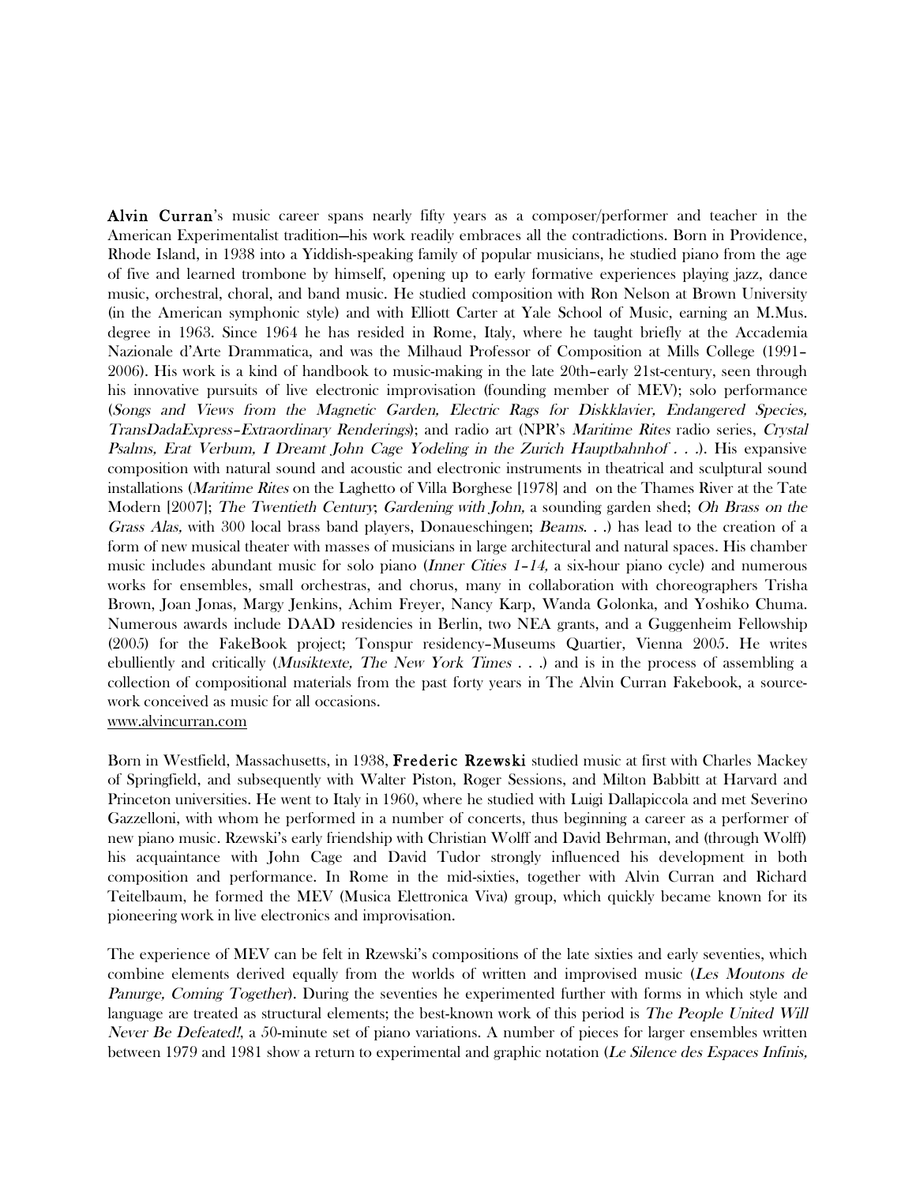**Alvin Curran**'s music career spans nearly fifty years as a composer/performer and teacher in the American Experimentalist tradition—his work readily embraces all the contradictions. Born in Providence, Rhode Island, in 1938 into a Yiddish-speaking family of popular musicians, he studied piano from the age of five and learned trombone by himself, opening up to early formative experiences playing jazz, dance music, orchestral, choral, and band music. He studied composition with Ron Nelson at Brown University (in the American symphonic style) and with Elliott Carter at Yale School of Music, earning an M.Mus. degree in 1963. Since 1964 he has resided in Rome, Italy, where he taught briefly at the Accademia Nazionale d'Arte Drammatica, and was the Milhaud Professor of Composition at Mills College (1991–2006). His work is a kind of handbook to music-making in the late 20th–early 21st-century, seen through his innovative pursuits of live electronic improvisation (founding member of MEV); solo performance (*Songs and Views from the Magnetic Garden, Electric Rags for Diskklavier, Endangered Species, TransDadaExpress–Extraordinary Renderings*); and radio art (NPR's *Maritime Rites* radio series, *Crystal Psalms, Erat Verbum, I Dreamt John Cage Yodeling in the Zurich Hauptbahnhof . . .*). His expansive composition with natural sound and acoustic and electronic instruments in theatrical and sculptural sound installations (*Maritime Rites* on the Laghetto of Villa Borghese [1978] and on the Thames River at the Tate Modern [2007]; *The Twentieth Century*; *Gardening with John,* a sounding garden shed; *Oh Brass on the Grass Alas,* with 300 local brass band players, Donaueschingen; *Beams. . .*) has lead to the creation of a form of new musical theater with masses of musicians in large architectural and natural spaces. His chamber music includes abundant music for solo piano (*Inner Cities 1–14,* a six-hour piano cycle) and numerous works for ensembles, small orchestras, and chorus, many in collaboration with choreographers Trisha Brown, Joan Jonas, Margy Jenkins, Achim Freyer, Nancy Karp, Wanda Golonka, and Yoshiko Chuma. Numerous awards include DAAD residencies in Berlin, two NEA grants, and a Guggenheim Fellowship (2005) for the FakeBook project; Tonspur residency–Museums Quartier, Vienna 2005. He writes ebulliently and critically (*Musiktexte, The New York Times . . .*) and is in the process of assembling a collection of compositional materials from the past forty years in The Alvin Curran Fakebook, a source-work conceived as music for all occasions.
www.alvincurran.com

Born in Westfield, Massachusetts, in 1938, **Frederic Rzewski** studied music at first with Charles Mackey of Springfield, and subsequently with Walter Piston, Roger Sessions, and Milton Babbitt at Harvard and Princeton universities. He went to Italy in 1960, where he studied with Luigi Dallapiccola and met Severino Gazzelloni, with whom he performed in a number of concerts, thus beginning a career as a performer of new piano music. Rzewski's early friendship with Christian Wolff and David Behrman, and (through Wolff) his acquaintance with John Cage and David Tudor strongly influenced his development in both composition and performance. In Rome in the mid-sixties, together with Alvin Curran and Richard Teitelbaum, he formed the MEV (Musica Elettronica Viva) group, which quickly became known for its pioneering work in live electronics and improvisation.

The experience of MEV can be felt in Rzewski's compositions of the late sixties and early seventies, which combine elements derived equally from the worlds of written and improvised music (*Les Moutons de Panurge, Coming Together*). During the seventies he experimented further with forms in which style and language are treated as structural elements; the best-known work of this period is *The People United Will Never Be Defeated!,* a 50-minute set of piano variations. A number of pieces for larger ensembles written between 1979 and 1981 show a return to experimental and graphic notation (*Le Silence des Espaces Infinis,*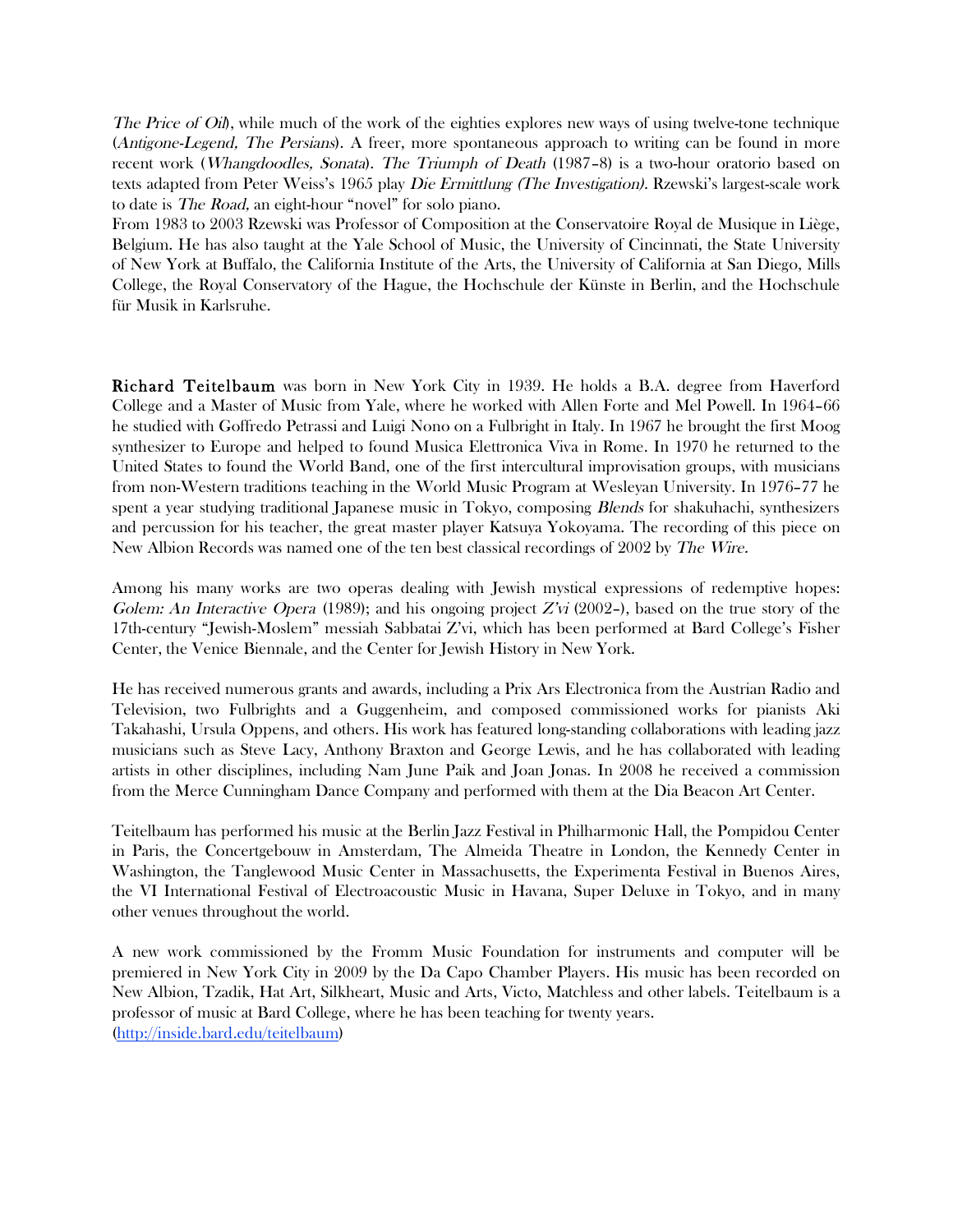*The Price of Oil*), while much of the work of the eighties explores new ways of using twelve-tone technique (*Antigone-Legend, The Persians*). A freer, more spontaneous approach to writing can be found in more recent work (*Whangdoodles, Sonata*). *The Triumph of Death* (1987–8) is a two-hour oratorio based on texts adapted from Peter Weiss's 1965 play *Die Ermittlung (The Investigation)*. Rzewski's largest-scale work to date is *The Road,* an eight-hour "novel" for solo piano.

From 1983 to 2003 Rzewski was Professor of Composition at the Conservatoire Royal de Musique in Liège, Belgium. He has also taught at the Yale School of Music, the University of Cincinnati, the State University of New York at Buffalo, the California Institute of the Arts, the University of California at San Diego, Mills College, the Royal Conservatory of the Hague, the Hochschule der Künste in Berlin, and the Hochschule für Musik in Karlsruhe.

**Richard Teitelbaum** was born in New York City in 1939. He holds a B.A. degree from Haverford College and a Master of Music from Yale, where he worked with Allen Forte and Mel Powell. In 1964–66 he studied with Goffredo Petrassi and Luigi Nono on a Fulbright in Italy. In 1967 he brought the first Moog synthesizer to Europe and helped to found Musica Elettronica Viva in Rome. In 1970 he returned to the United States to found the World Band, one of the first intercultural improvisation groups, with musicians from non-Western traditions teaching in the World Music Program at Wesleyan University. In 1976–77 he spent a year studying traditional Japanese music in Tokyo, composing *Blends* for shakuhachi, synthesizers and percussion for his teacher, the great master player Katsuya Yokoyama. The recording of this piece on New Albion Records was named one of the ten best classical recordings of 2002 by *The Wire.*

Among his many works are two operas dealing with Jewish mystical expressions of redemptive hopes: *Golem: An Interactive Opera* (1989); and his ongoing project *Z'vi* (2002–), based on the true story of the 17th-century "Jewish-Moslem" messiah Sabbatai Z'vi, which has been performed at Bard College's Fisher Center, the Venice Biennale, and the Center for Jewish History in New York.

He has received numerous grants and awards, including a Prix Ars Electronica from the Austrian Radio and Television, two Fulbrights and a Guggenheim, and composed commissioned works for pianists Aki Takahashi, Ursula Oppens, and others. His work has featured long-standing collaborations with leading jazz musicians such as Steve Lacy, Anthony Braxton and George Lewis, and he has collaborated with leading artists in other disciplines, including Nam June Paik and Joan Jonas. In 2008 he received a commission from the Merce Cunningham Dance Company and performed with them at the Dia Beacon Art Center.

Teitelbaum has performed his music at the Berlin Jazz Festival in Philharmonic Hall, the Pompidou Center in Paris, the Concertgebouw in Amsterdam, The Almeida Theatre in London, the Kennedy Center in Washington, the Tanglewood Music Center in Massachusetts, the Experimenta Festival in Buenos Aires, the VI International Festival of Electroacoustic Music in Havana, Super Deluxe in Tokyo, and in many other venues throughout the world.

A new work commissioned by the Fromm Music Foundation for instruments and computer will be premiered in New York City in 2009 by the Da Capo Chamber Players. His music has been recorded on New Albion, Tzadik, Hat Art, Silkheart, Music and Arts, Victo, Matchless and other labels. Teitelbaum is a professor of music at Bard College, where he has been teaching for twenty years.
(http://inside.bard.edu/teitelbaum)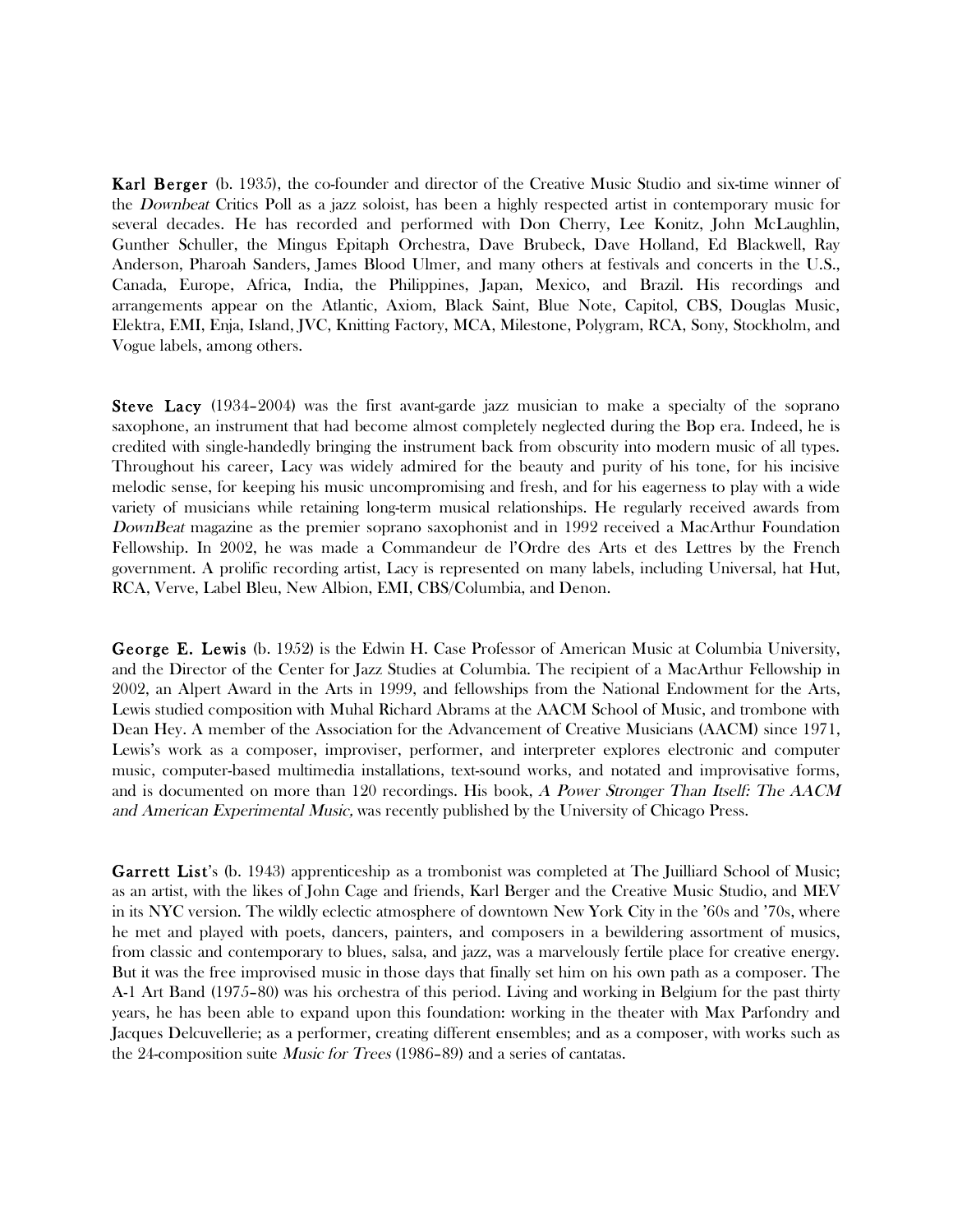**Karl Berger** (b. 1935), the co-founder and director of the Creative Music Studio and six-time winner of the *Downbeat* Critics Poll as a jazz soloist, has been a highly respected artist in contemporary music for several decades. He has recorded and performed with Don Cherry, Lee Konitz, John McLaughlin, Gunther Schuller, the Mingus Epitaph Orchestra, Dave Brubeck, Dave Holland, Ed Blackwell, Ray Anderson, Pharoah Sanders, James Blood Ulmer, and many others at festivals and concerts in the U.S., Canada, Europe, Africa, India, the Philippines, Japan, Mexico, and Brazil. His recordings and arrangements appear on the Atlantic, Axiom, Black Saint, Blue Note, Capitol, CBS, Douglas Music, Elektra, EMI, Enja, Island, JVC, Knitting Factory, MCA, Milestone, Polygram, RCA, Sony, Stockholm, and Vogue labels, among others.

**Steve Lacy** (1934–2004) was the first avant-garde jazz musician to make a specialty of the soprano saxophone, an instrument that had become almost completely neglected during the Bop era. Indeed, he is credited with single-handedly bringing the instrument back from obscurity into modern music of all types. Throughout his career, Lacy was widely admired for the beauty and purity of his tone, for his incisive melodic sense, for keeping his music uncompromising and fresh, and for his eagerness to play with a wide variety of musicians while retaining long-term musical relationships. He regularly received awards from *DownBeat* magazine as the premier soprano saxophonist and in 1992 received a MacArthur Foundation Fellowship. In 2002, he was made a Commandeur de l'Ordre des Arts et des Lettres by the French government. A prolific recording artist, Lacy is represented on many labels, including Universal, hat Hut, RCA, Verve, Label Bleu, New Albion, EMI, CBS/Columbia, and Denon.

**George E. Lewis** (b. 1952) is the Edwin H. Case Professor of American Music at Columbia University, and the Director of the Center for Jazz Studies at Columbia. The recipient of a MacArthur Fellowship in 2002, an Alpert Award in the Arts in 1999, and fellowships from the National Endowment for the Arts, Lewis studied composition with Muhal Richard Abrams at the AACM School of Music, and trombone with Dean Hey. A member of the Association for the Advancement of Creative Musicians (AACM) since 1971, Lewis's work as a composer, improviser, performer, and interpreter explores electronic and computer music, computer-based multimedia installations, text-sound works, and notated and improvisative forms, and is documented on more than 120 recordings. His book, *A Power Stronger Than Itself: The AACM and American Experimental Music,* was recently published by the University of Chicago Press.

**Garrett List**'s (b. 1943) apprenticeship as a trombonist was completed at The Juilliard School of Music; as an artist, with the likes of John Cage and friends, Karl Berger and the Creative Music Studio, and MEV in its NYC version. The wildly eclectic atmosphere of downtown New York City in the '60s and '70s, where he met and played with poets, dancers, painters, and composers in a bewildering assortment of musics, from classic and contemporary to blues, salsa, and jazz, was a marvelously fertile place for creative energy. But it was the free improvised music in those days that finally set him on his own path as a composer. The A-1 Art Band (1975–80) was his orchestra of this period. Living and working in Belgium for the past thirty years, he has been able to expand upon this foundation: working in the theater with Max Parfondry and Jacques Delcuvellerie; as a performer, creating different ensembles; and as a composer, with works such as the 24-composition suite *Music for Trees* (1986–89) and a series of cantatas.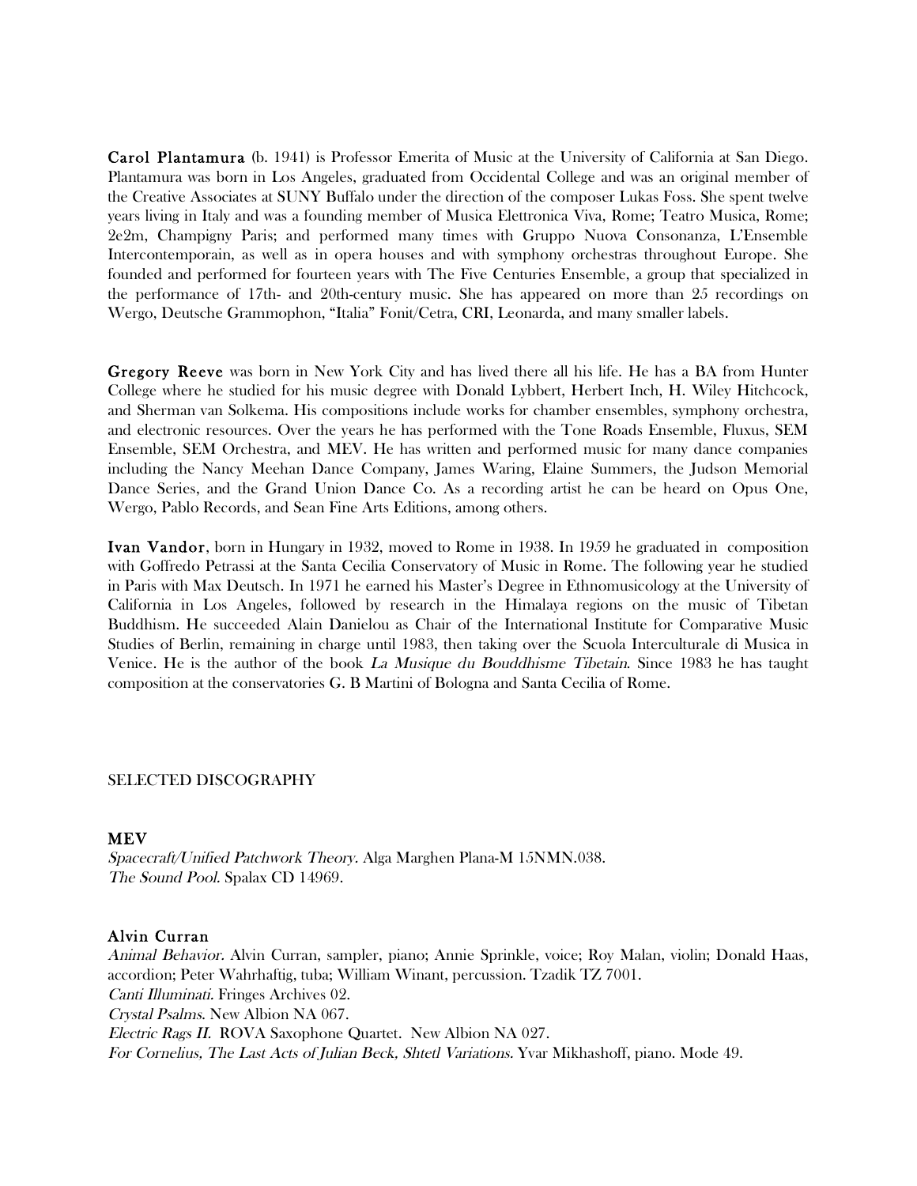**Carol Plantamura** (b. 1941) is Professor Emerita of Music at the University of California at San Diego. Plantamura was born in Los Angeles, graduated from Occidental College and was an original member of the Creative Associates at SUNY Buffalo under the direction of the composer Lukas Foss. She spent twelve years living in Italy and was a founding member of Musica Elettronica Viva, Rome; Teatro Musica, Rome; 2e2m, Champigny Paris; and performed many times with Gruppo Nuova Consonanza, L'Ensemble Intercontemporain, as well as in opera houses and with symphony orchestras throughout Europe. She founded and performed for fourteen years with The Five Centuries Ensemble, a group that specialized in the performance of 17th- and 20th-century music. She has appeared on more than 25 recordings on Wergo, Deutsche Grammophon, "Italia" Fonit/Cetra, CRI, Leonarda, and many smaller labels.

**Gregory Reeve** was born in New York City and has lived there all his life. He has a BA from Hunter College where he studied for his music degree with Donald Lybbert, Herbert Inch, H. Wiley Hitchcock, and Sherman van Solkema. His compositions include works for chamber ensembles, symphony orchestra, and electronic resources. Over the years he has performed with the Tone Roads Ensemble, Fluxus, SEM Ensemble, SEM Orchestra, and MEV. He has written and performed music for many dance companies including the Nancy Meehan Dance Company, James Waring, Elaine Summers, the Judson Memorial Dance Series, and the Grand Union Dance Co. As a recording artist he can be heard on Opus One, Wergo, Pablo Records, and Sean Fine Arts Editions, among others.

**Ivan Vandor**, born in Hungary in 1932, moved to Rome in 1938. In 1959 he graduated in composition with Goffredo Petrassi at the Santa Cecilia Conservatory of Music in Rome. The following year he studied in Paris with Max Deutsch. In 1971 he earned his Master's Degree in Ethnomusicology at the University of California in Los Angeles, followed by research in the Himalaya regions on the music of Tibetan Buddhism. He succeeded Alain Danielou as Chair of the International Institute for Comparative Music Studies of Berlin, remaining in charge until 1983, then taking over the Scuola Interculturale di Musica in Venice. He is the author of the book *La Musique du Bouddhisme Tibetain*. Since 1983 he has taught composition at the conservatories G. B Martini of Bologna and Santa Cecilia of Rome.

SELECTED DISCOGRAPHY

**MEV**

*Spacecraft/Unified Patchwork Theory.* Alga Marghen Plana-M 15NMN.038.
*The Sound Pool.* Spalax CD 14969.

**Alvin Curran**

*Animal Behavior.* Alvin Curran, sampler, piano; Annie Sprinkle, voice; Roy Malan, violin; Donald Haas, accordion; Peter Wahrhaftig, tuba; William Winant, percussion. Tzadik TZ 7001.
*Canti Illuminati.* Fringes Archives 02.
*Crystal Psalms.* New Albion NA 067.
*Electric Rags II.* ROVA Saxophone Quartet. New Albion NA 027.
*For Cornelius, The Last Acts of Julian Beck, Shtetl Variations.* Yvar Mikhashoff, piano. Mode 49.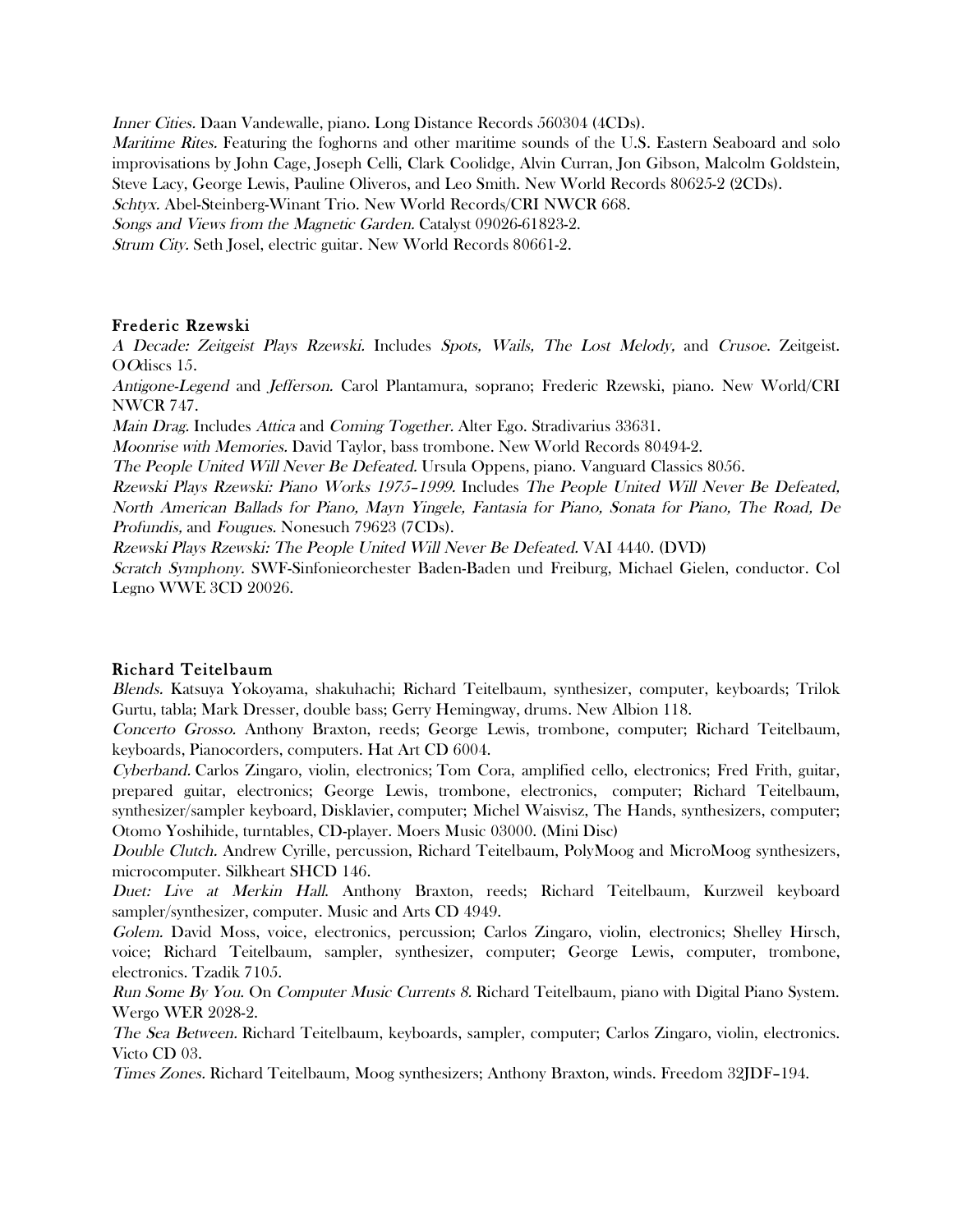*Inner Cities.* Daan Vandewalle, piano. Long Distance Records 560304 (4CDs).

*Maritime Rites.* Featuring the foghorns and other maritime sounds of the U.S. Eastern Seaboard and solo improvisations by John Cage, Joseph Celli, Clark Coolidge, Alvin Curran, Jon Gibson, Malcolm Goldstein, Steve Lacy, George Lewis, Pauline Oliveros, and Leo Smith. New World Records 80625-2 (2CDs).

*Schtyx.* Abel-Steinberg-Winant Trio. New World Records/CRI NWCR 668.

*Songs and Views from the Magnetic Garden.* Catalyst 09026-61823-2.

*Strum City.* Seth Josel, electric guitar. New World Records 80661-2.

### Frederic Rzewski

*A Decade: Zeitgeist Plays Rzewski.* Includes *Spots, Wails, The Lost Melody,* and *Crusoe.* Zeitgeist. O*O*discs 15.

*Antigone-Legend* and *Jefferson.* Carol Plantamura, soprano; Frederic Rzewski, piano. New World/CRI NWCR 747.

*Main Drag.* Includes *Attica* and *Coming Together.* Alter Ego. Stradivarius 33631.

*Moonrise with Memories.* David Taylor, bass trombone. New World Records 80494-2.

*The People United Will Never Be Defeated.* Ursula Oppens, piano. Vanguard Classics 8056.

*Rzewski Plays Rzewski: Piano Works 1975–1999.* Includes *The People United Will Never Be Defeated, North American Ballads for Piano, Mayn Yingele, Fantasia for Piano, Sonata for Piano, The Road, De Profundis,* and *Fougues.* Nonesuch 79623 (7CDs).

*Rzewski Plays Rzewski: The People United Will Never Be Defeated.* VAI 4440. (DVD)

*Scratch Symphony.* SWF-Sinfonieorchester Baden-Baden und Freiburg, Michael Gielen, conductor. Col Legno WWE 3CD 20026.

### Richard Teitelbaum

*Blends.* Katsuya Yokoyama, shakuhachi; Richard Teitelbaum, synthesizer, computer, keyboards; Trilok Gurtu, tabla; Mark Dresser, double bass; Gerry Hemingway, drums. New Albion 118.

*Concerto Grosso.* Anthony Braxton, reeds; George Lewis, trombone, computer; Richard Teitelbaum, keyboards, Pianocorders, computers. Hat Art CD 6004.

*Cyberband.* Carlos Zingaro, violin, electronics; Tom Cora, amplified cello, electronics; Fred Frith, guitar, prepared guitar, electronics; George Lewis, trombone, electronics, computer; Richard Teitelbaum, synthesizer/sampler keyboard, Disklavier, computer; Michel Waisvisz, The Hands, synthesizers, computer; Otomo Yoshihide, turntables, CD-player. Moers Music 03000. (Mini Disc)

*Double Clutch.* Andrew Cyrille, percussion, Richard Teitelbaum, PolyMoog and MicroMoog synthesizers, microcomputer. Silkheart SHCD 146.

*Duet: Live at Merkin Hall.* Anthony Braxton, reeds; Richard Teitelbaum, Kurzweil keyboard sampler/synthesizer, computer. Music and Arts CD 4949.

*Golem.* David Moss, voice, electronics, percussion; Carlos Zingaro, violin, electronics; Shelley Hirsch, voice; Richard Teitelbaum, sampler, synthesizer, computer; George Lewis, computer, trombone, electronics. Tzadik 7105.

*Run Some By You.* On *Computer Music Currents 8.* Richard Teitelbaum, piano with Digital Piano System. Wergo WER 2028-2.

*The Sea Between.* Richard Teitelbaum, keyboards, sampler, computer; Carlos Zingaro, violin, electronics. Victo CD 03.

*Times Zones.* Richard Teitelbaum, Moog synthesizers; Anthony Braxton, winds. Freedom 32JDF–194.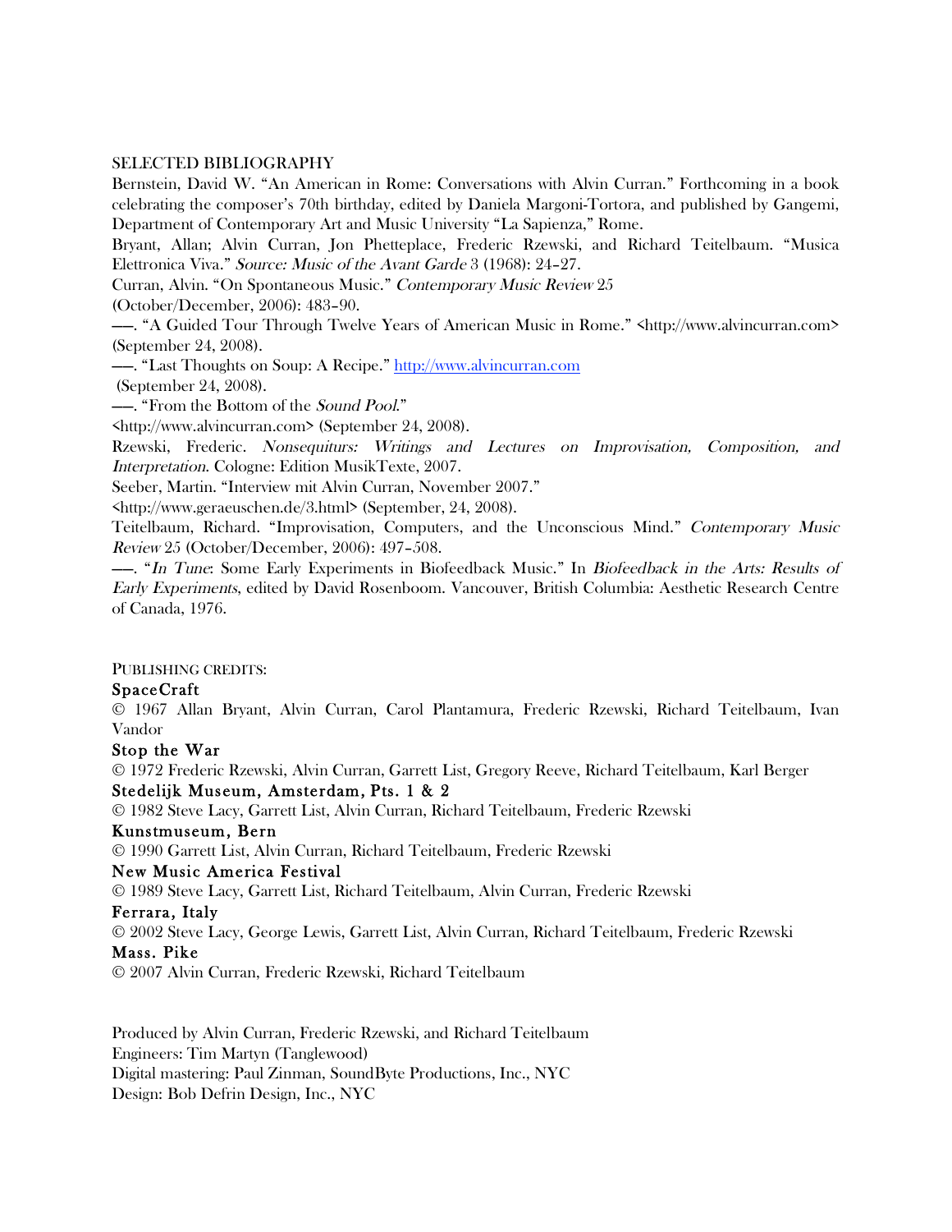SELECTED BIBLIOGRAPHY

Bernstein, David W. "An American in Rome: Conversations with Alvin Curran." Forthcoming in a book celebrating the composer's 70th birthday, edited by Daniela Margoni-Tortora, and published by Gangemi, Department of Contemporary Art and Music University "La Sapienza," Rome.

Bryant, Allan; Alvin Curran, Jon Phetteplace, Frederic Rzewski, and Richard Teitelbaum. "Musica Elettronica Viva." *Source: Music of the Avant Garde* 3 (1968): 24–27.

Curran, Alvin. "On Spontaneous Music." *Contemporary Music Review* 25 (October/December, 2006): 483–90.

——. "A Guided Tour Through Twelve Years of American Music in Rome." <http://www.alvincurran.com> (September 24, 2008).

——. "Last Thoughts on Soup: A Recipe." http://www.alvincurran.com (September 24, 2008).

——. "From the Bottom of the *Sound Pool*." <http://www.alvincurran.com> (September 24, 2008).

Rzewski, Frederic. *Nonsequiturs: Writings and Lectures on Improvisation, Composition, and Interpretation*. Cologne: Edition MusikTexte, 2007.

Seeber, Martin. "Interview mit Alvin Curran, November 2007." <http://www.geraeuschen.de/3.html> (September, 24, 2008).

Teitelbaum, Richard. "Improvisation, Computers, and the Unconscious Mind." *Contemporary Music Review* 25 (October/December, 2006): 497–508.

——. "*In Tune*: Some Early Experiments in Biofeedback Music." In *Biofeedback in the Arts: Results of Early Experiments*, edited by David Rosenboom. Vancouver, British Columbia: Aesthetic Research Centre of Canada, 1976.

PUBLISHING CREDITS:

**SpaceCraft**
© 1967 Allan Bryant, Alvin Curran, Carol Plantamura, Frederic Rzewski, Richard Teitelbaum, Ivan Vandor

**Stop the War**
© 1972 Frederic Rzewski, Alvin Curran, Garrett List, Gregory Reeve, Richard Teitelbaum, Karl Berger

**Stedelijk Museum, Amsterdam, Pts. 1 & 2**
© 1982 Steve Lacy, Garrett List, Alvin Curran, Richard Teitelbaum, Frederic Rzewski

**Kunstmuseum, Bern**
© 1990 Garrett List, Alvin Curran, Richard Teitelbaum, Frederic Rzewski

**New Music America Festival**
© 1989 Steve Lacy, Garrett List, Richard Teitelbaum, Alvin Curran, Frederic Rzewski

**Ferrara, Italy**
© 2002 Steve Lacy, George Lewis, Garrett List, Alvin Curran, Richard Teitelbaum, Frederic Rzewski

**Mass. Pike**
© 2007 Alvin Curran, Frederic Rzewski, Richard Teitelbaum

Produced by Alvin Curran, Frederic Rzewski, and Richard Teitelbaum
Engineers: Tim Martyn (Tanglewood)
Digital mastering: Paul Zinman, SoundByte Productions, Inc., NYC
Design: Bob Defrin Design, Inc., NYC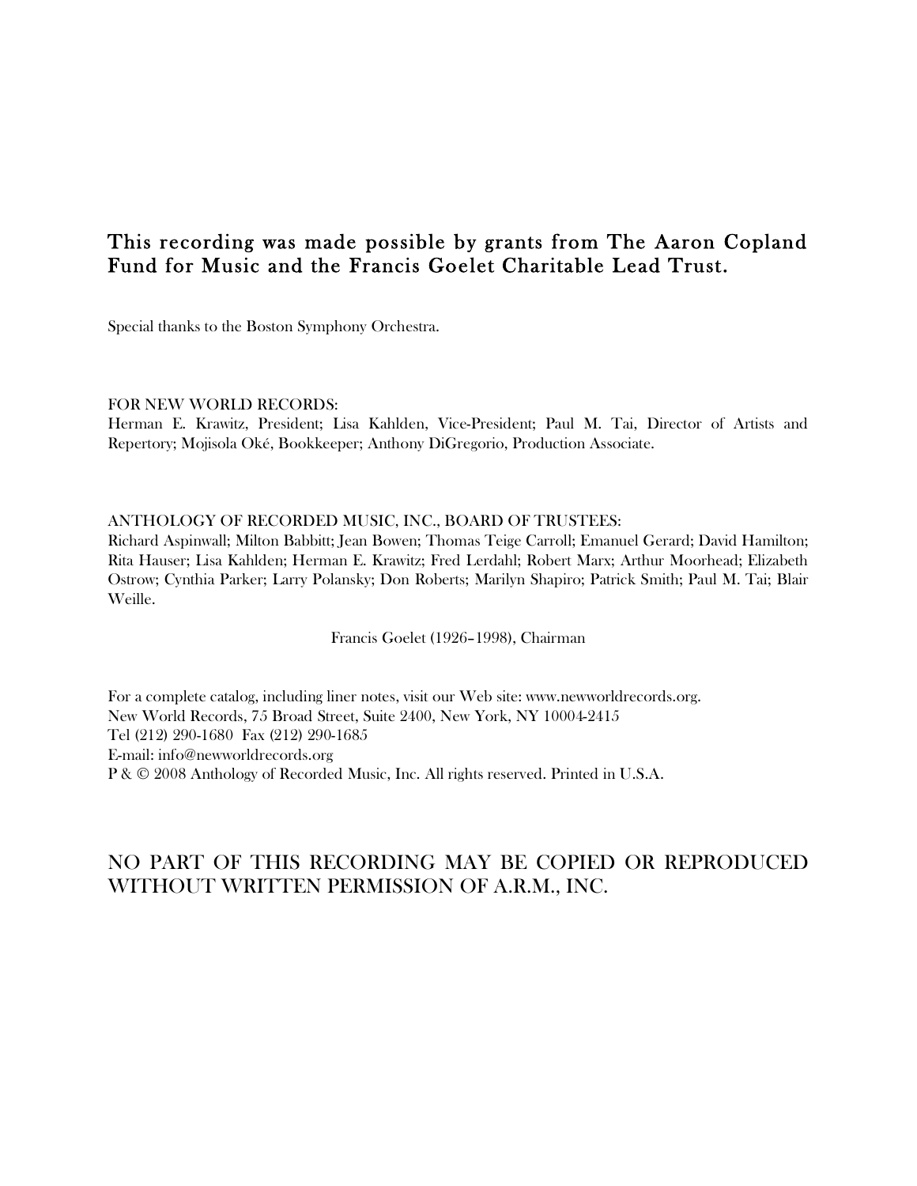**This recording was made possible by grants from The Aaron Copland Fund for Music and the Francis Goelet Charitable Lead Trust.**

Special thanks to the Boston Symphony Orchestra.

FOR NEW WORLD RECORDS:
Herman E. Krawitz, President; Lisa Kahlden, Vice-President; Paul M. Tai, Director of Artists and Repertory; Mojisola Oké, Bookkeeper; Anthony DiGregorio, Production Associate.

ANTHOLOGY OF RECORDED MUSIC, INC., BOARD OF TRUSTEES:
Richard Aspinwall; Milton Babbitt; Jean Bowen; Thomas Teige Carroll; Emanuel Gerard; David Hamilton; Rita Hauser; Lisa Kahlden; Herman E. Krawitz; Fred Lerdahl; Robert Marx; Arthur Moorhead; Elizabeth Ostrow; Cynthia Parker; Larry Polansky; Don Roberts; Marilyn Shapiro; Patrick Smith; Paul M. Tai; Blair Weille.

Francis Goelet (1926–1998), Chairman

For a complete catalog, including liner notes, visit our Web site: www.newworldrecords.org.
New World Records, 75 Broad Street, Suite 2400, New York, NY 10004-2415
Tel (212) 290-1680 Fax (212) 290-1685
E-mail: info@newworldrecords.org
P & © 2008 Anthology of Recorded Music, Inc. All rights reserved. Printed in U.S.A.

NO PART OF THIS RECORDING MAY BE COPIED OR REPRODUCED WITHOUT WRITTEN PERMISSION OF A.R.M., INC.